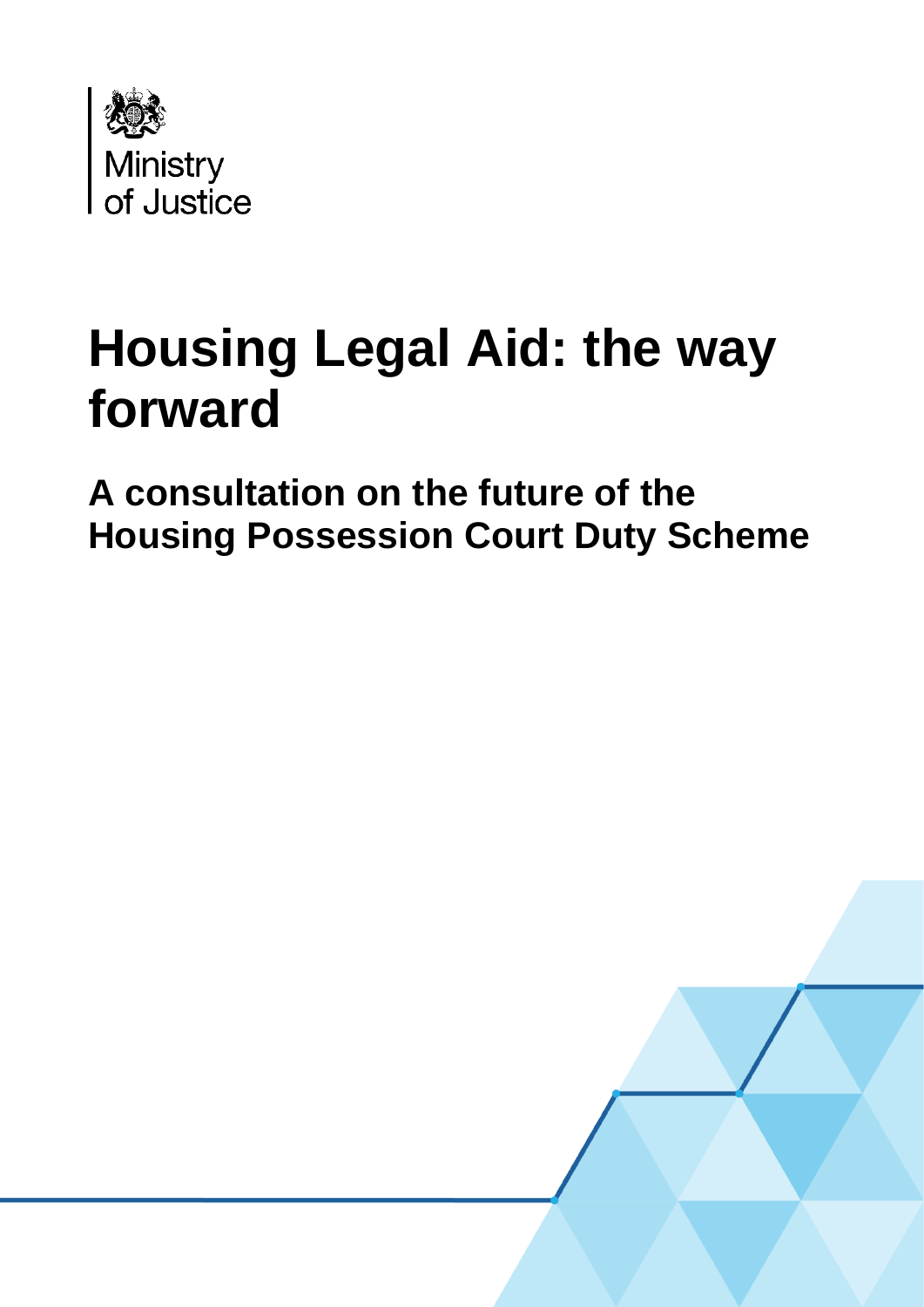Ministry of Justice

# Housing Legal Aid: the way forward

## A consultation on the future of the Housing Possession Court Duty Scheme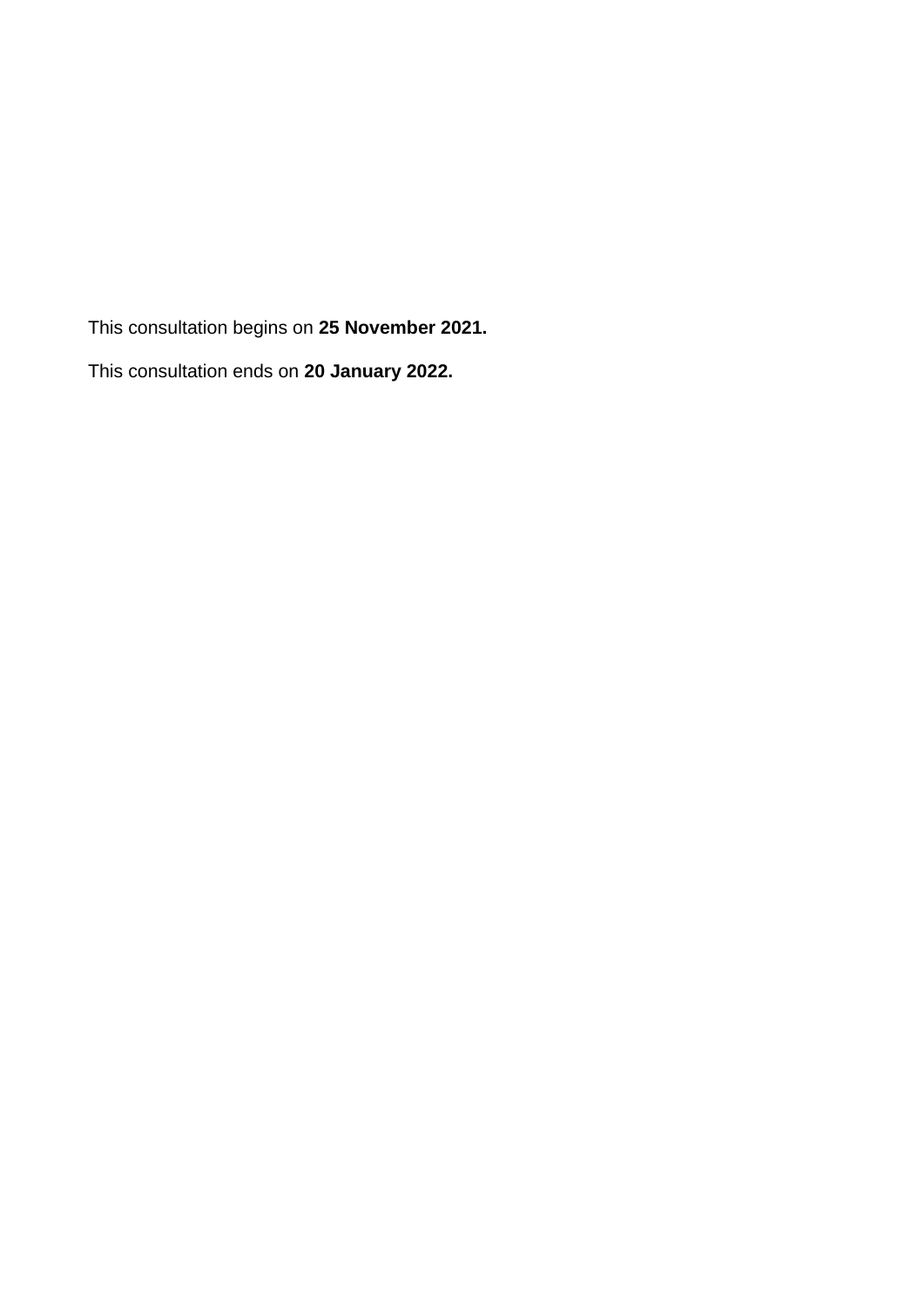This consultation begins on **25 November 2021.**

This consultation ends on **20 January 2022.**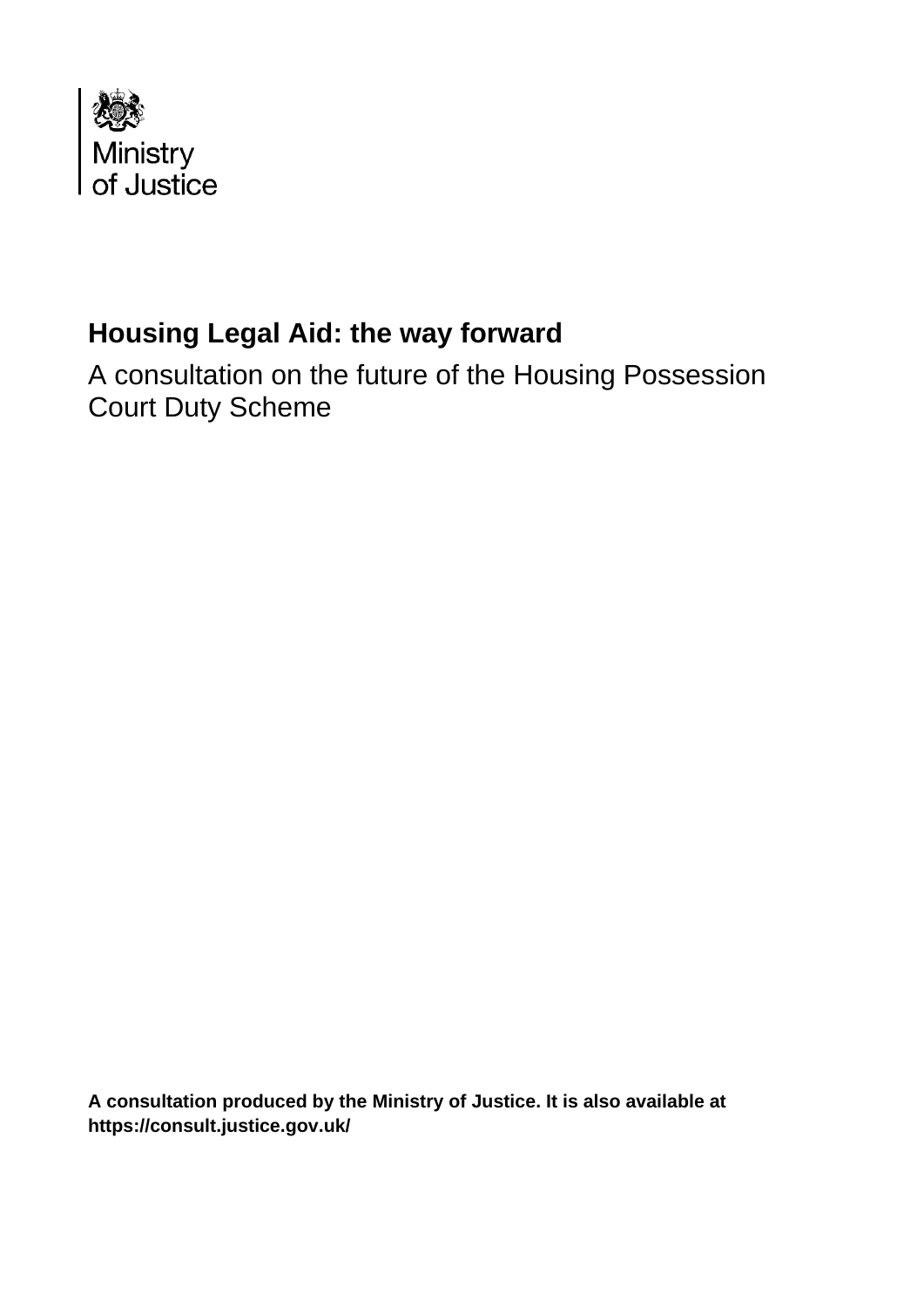Ministry of Justice

# Housing Legal Aid: the way forward

A consultation on the future of the Housing Possession Court Duty Scheme

**A consultation produced by the Ministry of Justice. It is also available at https://consult.justice.gov.uk/**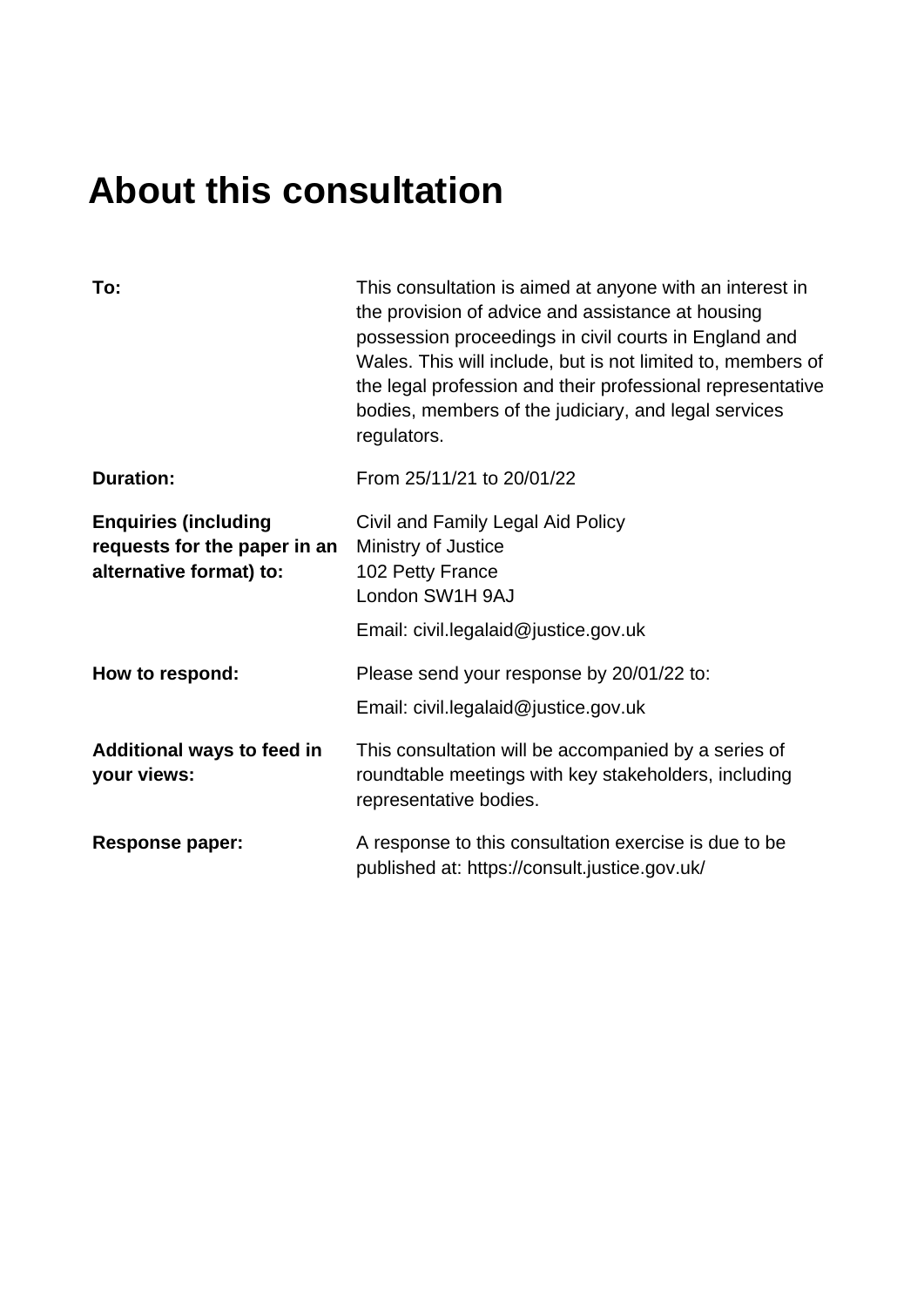# About this consultation

| | |
|---|---|
| **To:** | This consultation is aimed at anyone with an interest in the provision of advice and assistance at housing possession proceedings in civil courts in England and Wales. This will include, but is not limited to, members of the legal profession and their professional representative bodies, members of the judiciary, and legal services regulators. |
| **Duration:** | From 25/11/21 to 20/01/22 |
| **Enquiries (including requests for the paper in an alternative format) to:** | Civil and Family Legal Aid Policy<br>Ministry of Justice<br>102 Petty France<br>London SW1H 9AJ<br><br>Email: civil.legalaid@justice.gov.uk |
| **How to respond:** | Please send your response by 20/01/22 to:<br><br>Email: civil.legalaid@justice.gov.uk |
| **Additional ways to feed in your views:** | This consultation will be accompanied by a series of roundtable meetings with key stakeholders, including representative bodies. |
| **Response paper:** | A response to this consultation exercise is due to be published at: https://consult.justice.gov.uk/ |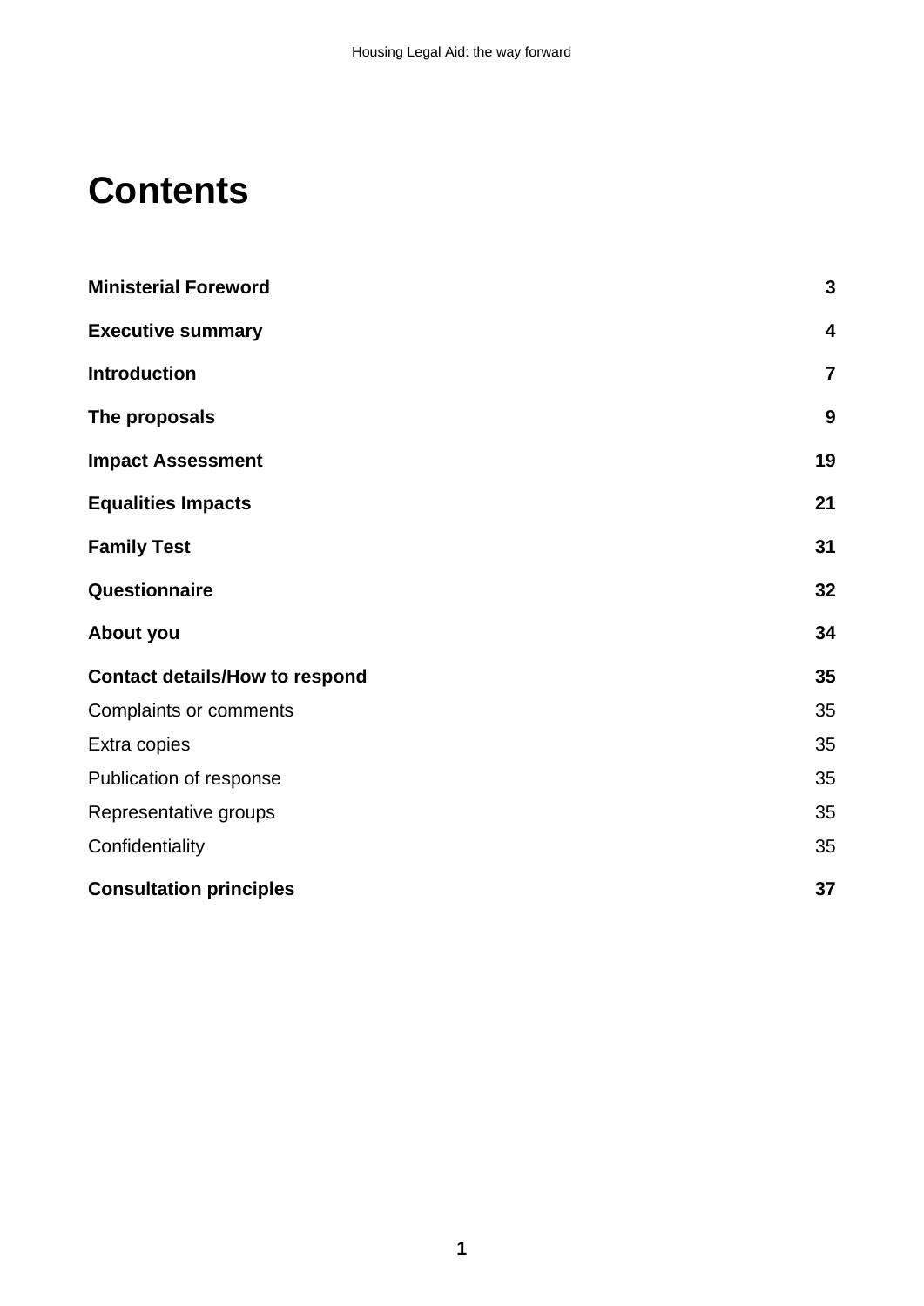# Contents

| | |
|---|---|
| **Ministerial Foreword** | **3** |
| **Executive summary** | **4** |
| **Introduction** | **7** |
| **The proposals** | **9** |
| **Impact Assessment** | **19** |
| **Equalities Impacts** | **21** |
| **Family Test** | **31** |
| **Questionnaire** | **32** |
| **About you** | **34** |
| **Contact details/How to respond** | **35** |
| Complaints or comments | 35 |
| Extra copies | 35 |
| Publication of response | 35 |
| Representative groups | 35 |
| Confidentiality | 35 |
| **Consultation principles** | **37** |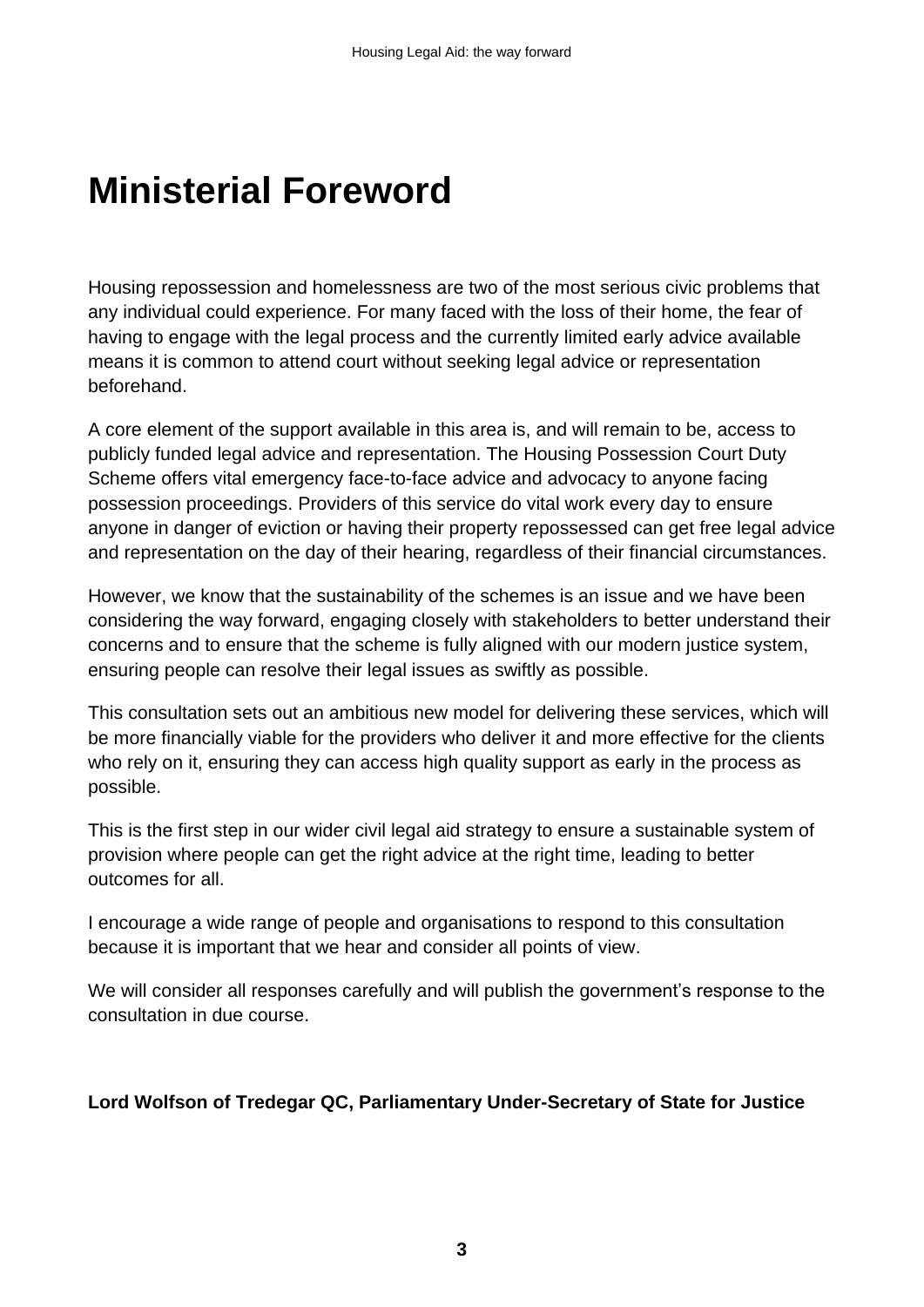# Ministerial Foreword

Housing repossession and homelessness are two of the most serious civic problems that any individual could experience. For many faced with the loss of their home, the fear of having to engage with the legal process and the currently limited early advice available means it is common to attend court without seeking legal advice or representation beforehand.

A core element of the support available in this area is, and will remain to be, access to publicly funded legal advice and representation. The Housing Possession Court Duty Scheme offers vital emergency face-to-face advice and advocacy to anyone facing possession proceedings. Providers of this service do vital work every day to ensure anyone in danger of eviction or having their property repossessed can get free legal advice and representation on the day of their hearing, regardless of their financial circumstances.

However, we know that the sustainability of the schemes is an issue and we have been considering the way forward, engaging closely with stakeholders to better understand their concerns and to ensure that the scheme is fully aligned with our modern justice system, ensuring people can resolve their legal issues as swiftly as possible.

This consultation sets out an ambitious new model for delivering these services, which will be more financially viable for the providers who deliver it and more effective for the clients who rely on it, ensuring they can access high quality support as early in the process as possible.

This is the first step in our wider civil legal aid strategy to ensure a sustainable system of provision where people can get the right advice at the right time, leading to better outcomes for all.

I encourage a wide range of people and organisations to respond to this consultation because it is important that we hear and consider all points of view.

We will consider all responses carefully and will publish the government's response to the consultation in due course.

**Lord Wolfson of Tredegar QC, Parliamentary Under-Secretary of State for Justice**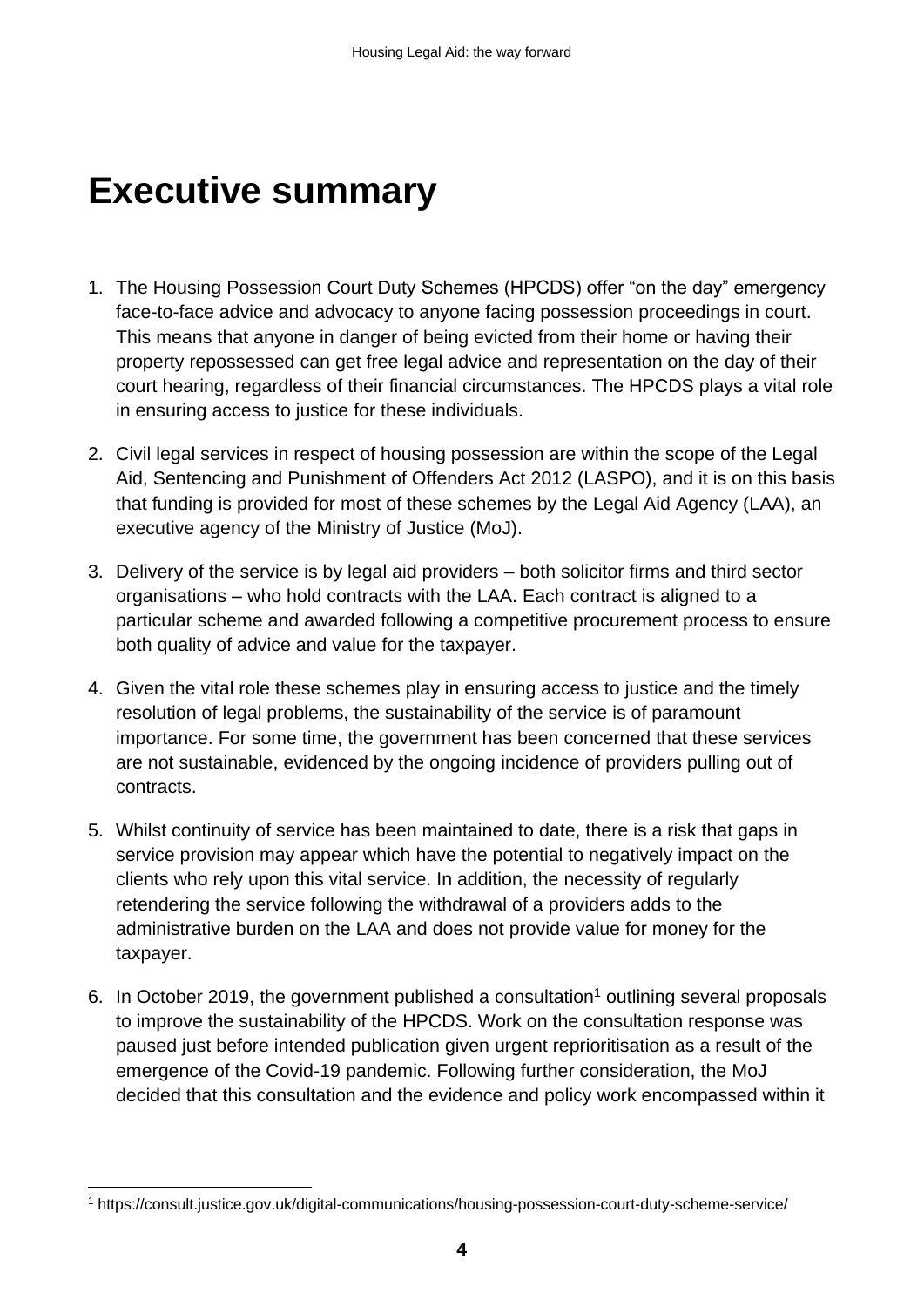# Executive summary

1. The Housing Possession Court Duty Schemes (HPCDS) offer "on the day" emergency face-to-face advice and advocacy to anyone facing possession proceedings in court. This means that anyone in danger of being evicted from their home or having their property repossessed can get free legal advice and representation on the day of their court hearing, regardless of their financial circumstances. The HPCDS plays a vital role in ensuring access to justice for these individuals.

2. Civil legal services in respect of housing possession are within the scope of the Legal Aid, Sentencing and Punishment of Offenders Act 2012 (LASPO), and it is on this basis that funding is provided for most of these schemes by the Legal Aid Agency (LAA), an executive agency of the Ministry of Justice (MoJ).

3. Delivery of the service is by legal aid providers – both solicitor firms and third sector organisations – who hold contracts with the LAA. Each contract is aligned to a particular scheme and awarded following a competitive procurement process to ensure both quality of advice and value for the taxpayer.

4. Given the vital role these schemes play in ensuring access to justice and the timely resolution of legal problems, the sustainability of the service is of paramount importance. For some time, the government has been concerned that these services are not sustainable, evidenced by the ongoing incidence of providers pulling out of contracts.

5. Whilst continuity of service has been maintained to date, there is a risk that gaps in service provision may appear which have the potential to negatively impact on the clients who rely upon this vital service. In addition, the necessity of regularly retendering the service following the withdrawal of a providers adds to the administrative burden on the LAA and does not provide value for money for the taxpayer.

6. In October 2019, the government published a consultation[1] outlining several proposals to improve the sustainability of the HPCDS. Work on the consultation response was paused just before intended publication given urgent reprioritisation as a result of the emergence of the Covid-19 pandemic. Following further consideration, the MoJ decided that this consultation and the evidence and policy work encompassed within it

[1] https://consult.justice.gov.uk/digital-communications/housing-possession-court-duty-scheme-service/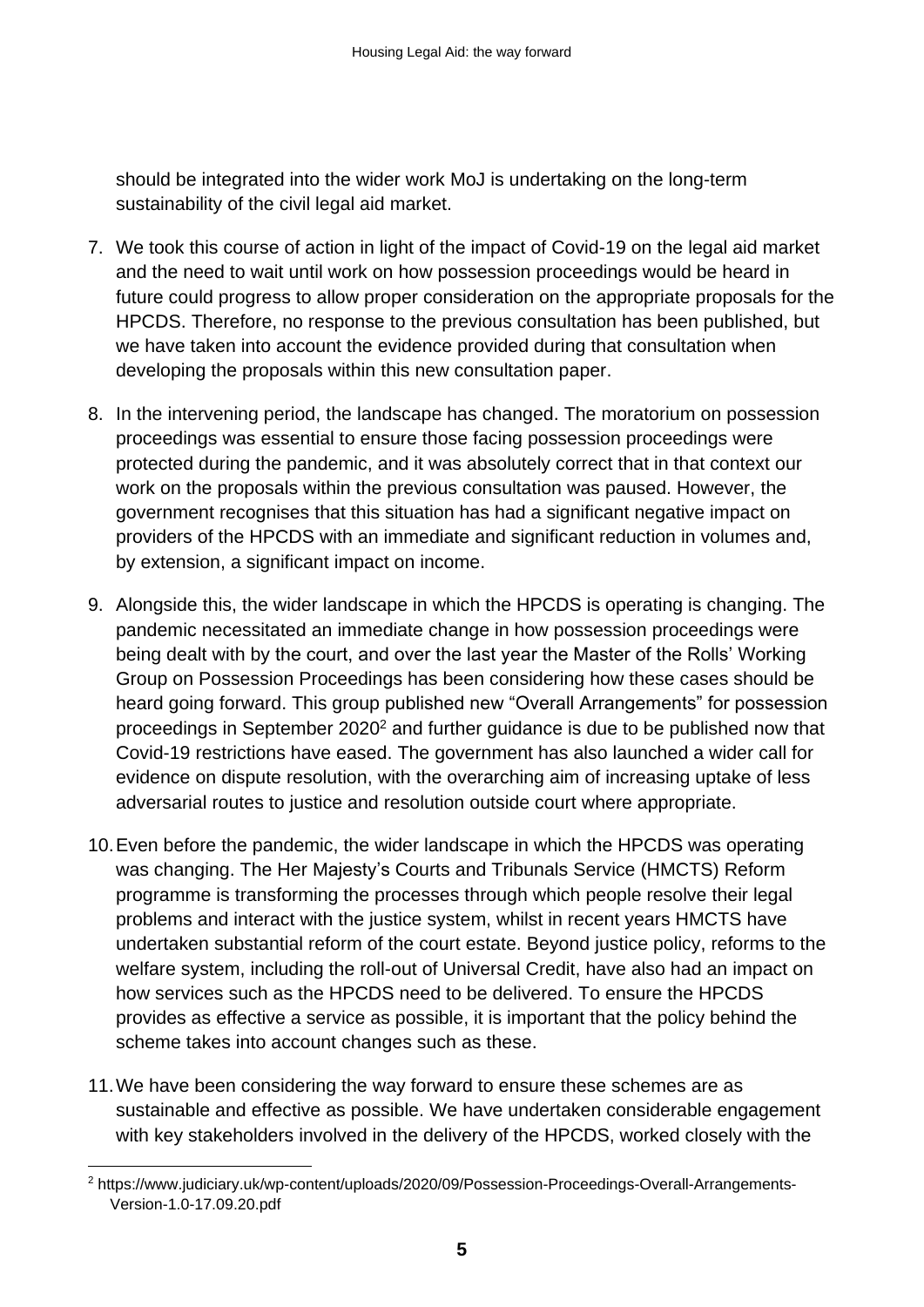should be integrated into the wider work MoJ is undertaking on the long-term sustainability of the civil legal aid market.

7. We took this course of action in light of the impact of Covid-19 on the legal aid market and the need to wait until work on how possession proceedings would be heard in future could progress to allow proper consideration on the appropriate proposals for the HPCDS. Therefore, no response to the previous consultation has been published, but we have taken into account the evidence provided during that consultation when developing the proposals within this new consultation paper.

8. In the intervening period, the landscape has changed. The moratorium on possession proceedings was essential to ensure those facing possession proceedings were protected during the pandemic, and it was absolutely correct that in that context our work on the proposals within the previous consultation was paused. However, the government recognises that this situation has had a significant negative impact on providers of the HPCDS with an immediate and significant reduction in volumes and, by extension, a significant impact on income.

9. Alongside this, the wider landscape in which the HPCDS is operating is changing. The pandemic necessitated an immediate change in how possession proceedings were being dealt with by the court, and over the last year the Master of the Rolls' Working Group on Possession Proceedings has been considering how these cases should be heard going forward. This group published new "Overall Arrangements" for possession proceedings in September 2020[2] and further guidance is due to be published now that Covid-19 restrictions have eased. The government has also launched a wider call for evidence on dispute resolution, with the overarching aim of increasing uptake of less adversarial routes to justice and resolution outside court where appropriate.

10. Even before the pandemic, the wider landscape in which the HPCDS was operating was changing. The Her Majesty's Courts and Tribunals Service (HMCTS) Reform programme is transforming the processes through which people resolve their legal problems and interact with the justice system, whilst in recent years HMCTS have undertaken substantial reform of the court estate. Beyond justice policy, reforms to the welfare system, including the roll-out of Universal Credit, have also had an impact on how services such as the HPCDS need to be delivered. To ensure the HPCDS provides as effective a service as possible, it is important that the policy behind the scheme takes into account changes such as these.

11. We have been considering the way forward to ensure these schemes are as sustainable and effective as possible. We have undertaken considerable engagement with key stakeholders involved in the delivery of the HPCDS, worked closely with the

---

[2] https://www.judiciary.uk/wp-content/uploads/2020/09/Possession-Proceedings-Overall-Arrangements-Version-1.0-17.09.20.pdf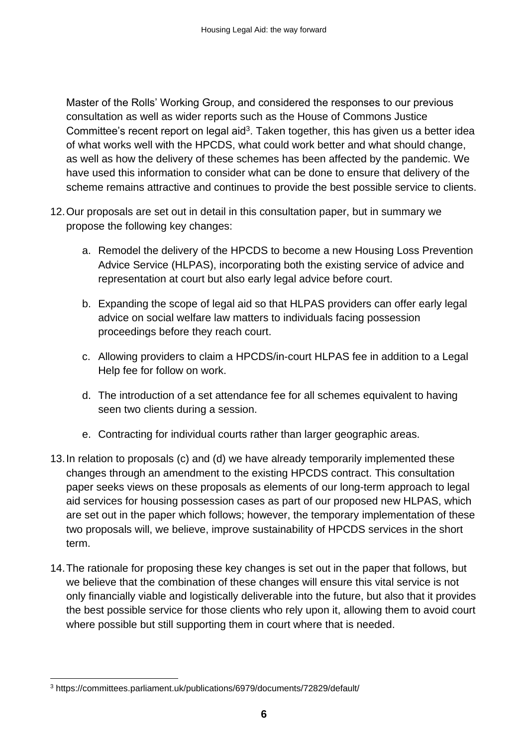Master of the Rolls' Working Group, and considered the responses to our previous consultation as well as wider reports such as the House of Commons Justice Committee's recent report on legal aid[3]. Taken together, this has given us a better idea of what works well with the HPCDS, what could work better and what should change, as well as how the delivery of these schemes has been affected by the pandemic. We have used this information to consider what can be done to ensure that delivery of the scheme remains attractive and continues to provide the best possible service to clients.

12. Our proposals are set out in detail in this consultation paper, but in summary we propose the following key changes:

    a. Remodel the delivery of the HPCDS to become a new Housing Loss Prevention Advice Service (HLPAS), incorporating both the existing service of advice and representation at court but also early legal advice before court.

    b. Expanding the scope of legal aid so that HLPAS providers can offer early legal advice on social welfare law matters to individuals facing possession proceedings before they reach court.

    c. Allowing providers to claim a HPCDS/in-court HLPAS fee in addition to a Legal Help fee for follow on work.

    d. The introduction of a set attendance fee for all schemes equivalent to having seen two clients during a session.

    e. Contracting for individual courts rather than larger geographic areas.

13. In relation to proposals (c) and (d) we have already temporarily implemented these changes through an amendment to the existing HPCDS contract. This consultation paper seeks views on these proposals as elements of our long-term approach to legal aid services for housing possession cases as part of our proposed new HLPAS, which are set out in the paper which follows; however, the temporary implementation of these two proposals will, we believe, improve sustainability of HPCDS services in the short term.

14. The rationale for proposing these key changes is set out in the paper that follows, but we believe that the combination of these changes will ensure this vital service is not only financially viable and logistically deliverable into the future, but also that it provides the best possible service for those clients who rely upon it, allowing them to avoid court where possible but still supporting them in court where that is needed.

[3] https://committees.parliament.uk/publications/6979/documents/72829/default/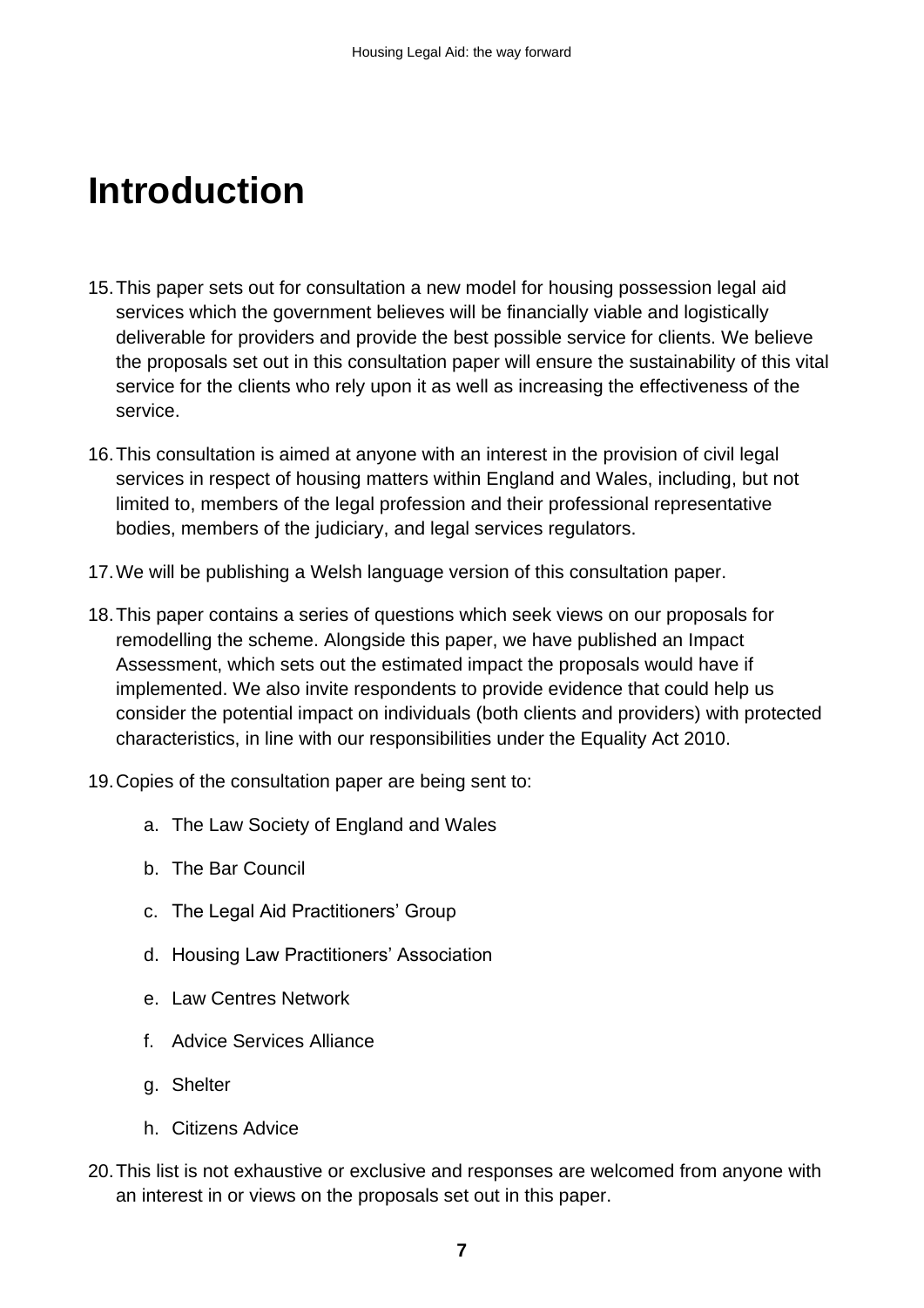# Introduction

15. This paper sets out for consultation a new model for housing possession legal aid services which the government believes will be financially viable and logistically deliverable for providers and provide the best possible service for clients. We believe the proposals set out in this consultation paper will ensure the sustainability of this vital service for the clients who rely upon it as well as increasing the effectiveness of the service.

16. This consultation is aimed at anyone with an interest in the provision of civil legal services in respect of housing matters within England and Wales, including, but not limited to, members of the legal profession and their professional representative bodies, members of the judiciary, and legal services regulators.

17. We will be publishing a Welsh language version of this consultation paper.

18. This paper contains a series of questions which seek views on our proposals for remodelling the scheme. Alongside this paper, we have published an Impact Assessment, which sets out the estimated impact the proposals would have if implemented. We also invite respondents to provide evidence that could help us consider the potential impact on individuals (both clients and providers) with protected characteristics, in line with our responsibilities under the Equality Act 2010.

19. Copies of the consultation paper are being sent to:

    a. The Law Society of England and Wales

    b. The Bar Council

    c. The Legal Aid Practitioners' Group

    d. Housing Law Practitioners' Association

    e. Law Centres Network

    f. Advice Services Alliance

    g. Shelter

    h. Citizens Advice

20. This list is not exhaustive or exclusive and responses are welcomed from anyone with an interest in or views on the proposals set out in this paper.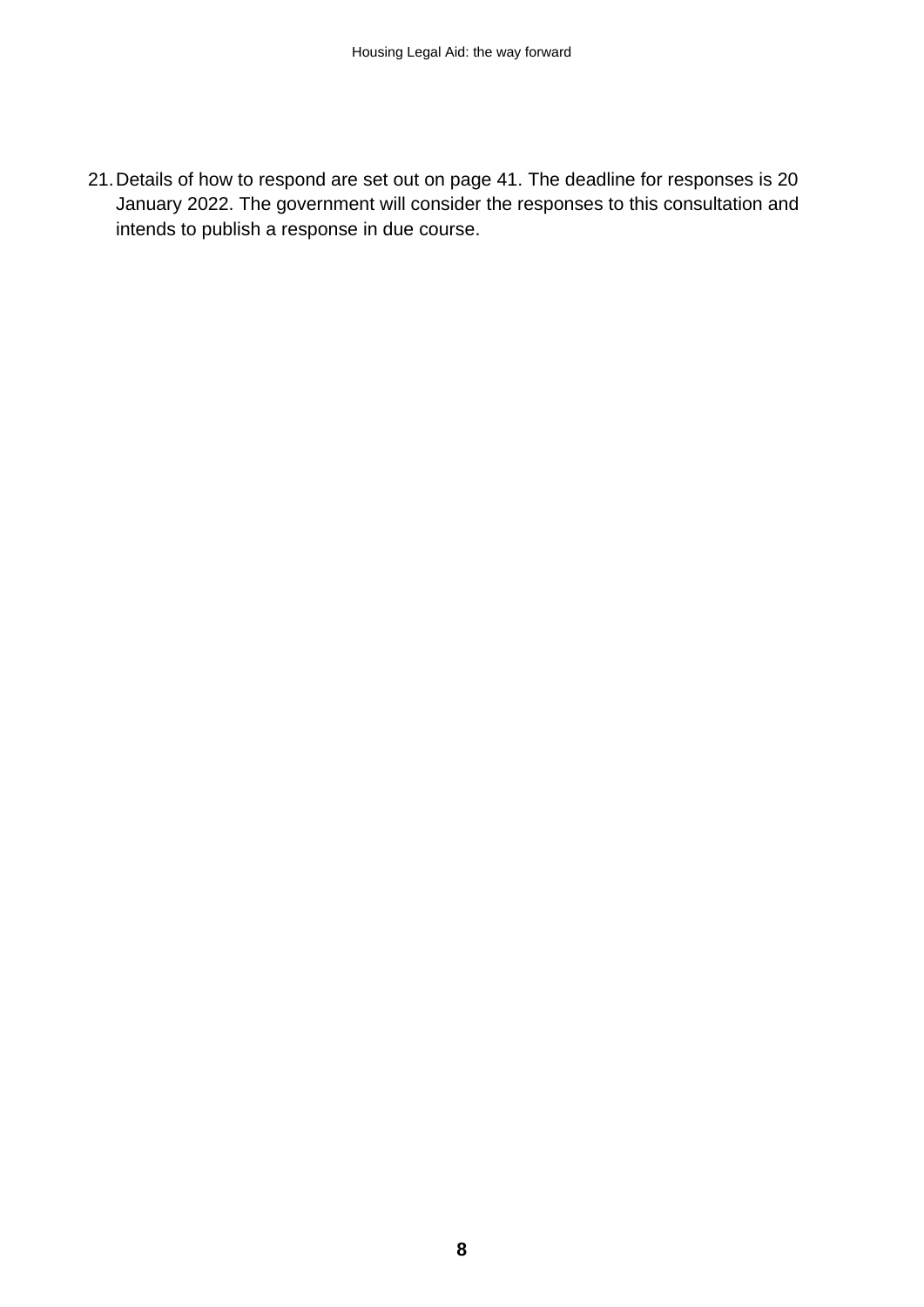21. Details of how to respond are set out on page 41. The deadline for responses is 20 January 2022. The government will consider the responses to this consultation and intends to publish a response in due course.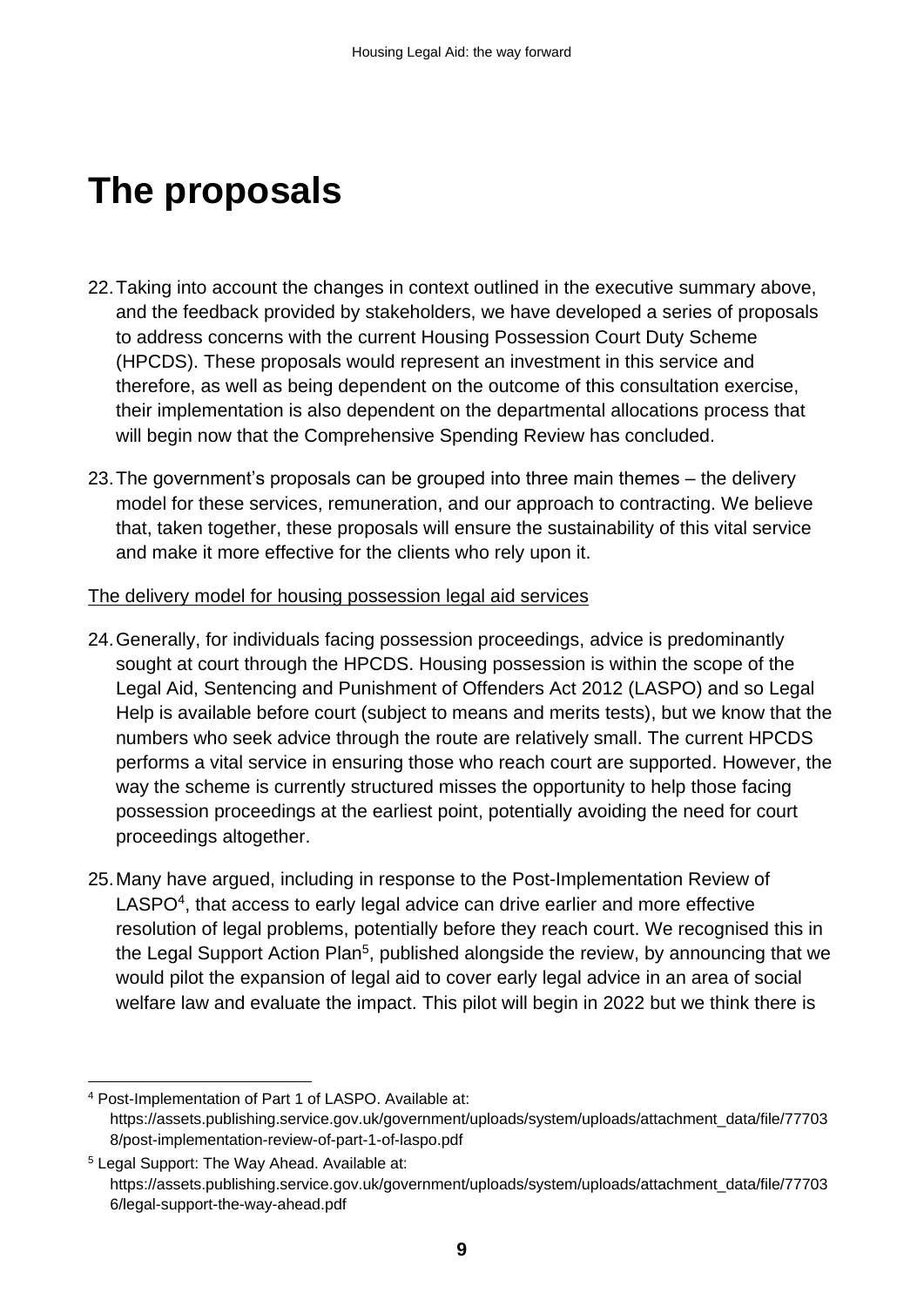# The proposals

22. Taking into account the changes in context outlined in the executive summary above, and the feedback provided by stakeholders, we have developed a series of proposals to address concerns with the current Housing Possession Court Duty Scheme (HPCDS). These proposals would represent an investment in this service and therefore, as well as being dependent on the outcome of this consultation exercise, their implementation is also dependent on the departmental allocations process that will begin now that the Comprehensive Spending Review has concluded.

23. The government's proposals can be grouped into three main themes – the delivery model for these services, remuneration, and our approach to contracting. We believe that, taken together, these proposals will ensure the sustainability of this vital service and make it more effective for the clients who rely upon it.

<u>The delivery model for housing possession legal aid services</u>

24. Generally, for individuals facing possession proceedings, advice is predominantly sought at court through the HPCDS. Housing possession is within the scope of the Legal Aid, Sentencing and Punishment of Offenders Act 2012 (LASPO) and so Legal Help is available before court (subject to means and merits tests), but we know that the numbers who seek advice through the route are relatively small. The current HPCDS performs a vital service in ensuring those who reach court are supported. However, the way the scheme is currently structured misses the opportunity to help those facing possession proceedings at the earliest point, potentially avoiding the need for court proceedings altogether.

25. Many have argued, including in response to the Post-Implementation Review of LASPO[4], that access to early legal advice can drive earlier and more effective resolution of legal problems, potentially before they reach court. We recognised this in the Legal Support Action Plan[5], published alongside the review, by announcing that we would pilot the expansion of legal aid to cover early legal advice in an area of social welfare law and evaluate the impact. This pilot will begin in 2022 but we think there is

---

[4] Post-Implementation of Part 1 of LASPO. Available at: https://assets.publishing.service.gov.uk/government/uploads/system/uploads/attachment_data/file/777038/post-implementation-review-of-part-1-of-laspo.pdf

[5] Legal Support: The Way Ahead. Available at: https://assets.publishing.service.gov.uk/government/uploads/system/uploads/attachment_data/file/777036/legal-support-the-way-ahead.pdf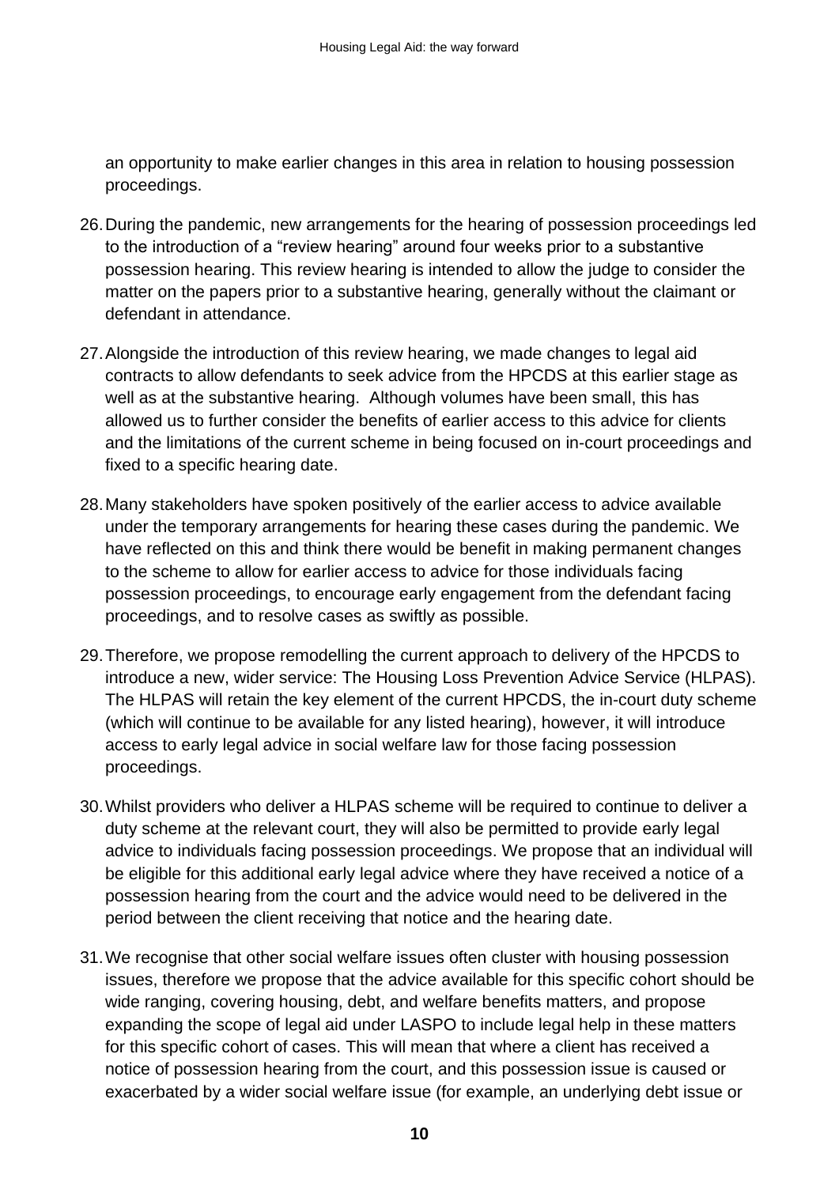an opportunity to make earlier changes in this area in relation to housing possession proceedings.

26. During the pandemic, new arrangements for the hearing of possession proceedings led to the introduction of a "review hearing" around four weeks prior to a substantive possession hearing. This review hearing is intended to allow the judge to consider the matter on the papers prior to a substantive hearing, generally without the claimant or defendant in attendance.

27. Alongside the introduction of this review hearing, we made changes to legal aid contracts to allow defendants to seek advice from the HPCDS at this earlier stage as well as at the substantive hearing. Although volumes have been small, this has allowed us to further consider the benefits of earlier access to this advice for clients and the limitations of the current scheme in being focused on in-court proceedings and fixed to a specific hearing date.

28. Many stakeholders have spoken positively of the earlier access to advice available under the temporary arrangements for hearing these cases during the pandemic. We have reflected on this and think there would be benefit in making permanent changes to the scheme to allow for earlier access to advice for those individuals facing possession proceedings, to encourage early engagement from the defendant facing proceedings, and to resolve cases as swiftly as possible.

29. Therefore, we propose remodelling the current approach to delivery of the HPCDS to introduce a new, wider service: The Housing Loss Prevention Advice Service (HLPAS). The HLPAS will retain the key element of the current HPCDS, the in-court duty scheme (which will continue to be available for any listed hearing), however, it will introduce access to early legal advice in social welfare law for those facing possession proceedings.

30. Whilst providers who deliver a HLPAS scheme will be required to continue to deliver a duty scheme at the relevant court, they will also be permitted to provide early legal advice to individuals facing possession proceedings. We propose that an individual will be eligible for this additional early legal advice where they have received a notice of a possession hearing from the court and the advice would need to be delivered in the period between the client receiving that notice and the hearing date.

31. We recognise that other social welfare issues often cluster with housing possession issues, therefore we propose that the advice available for this specific cohort should be wide ranging, covering housing, debt, and welfare benefits matters, and propose expanding the scope of legal aid under LASPO to include legal help in these matters for this specific cohort of cases. This will mean that where a client has received a notice of possession hearing from the court, and this possession issue is caused or exacerbated by a wider social welfare issue (for example, an underlying debt issue or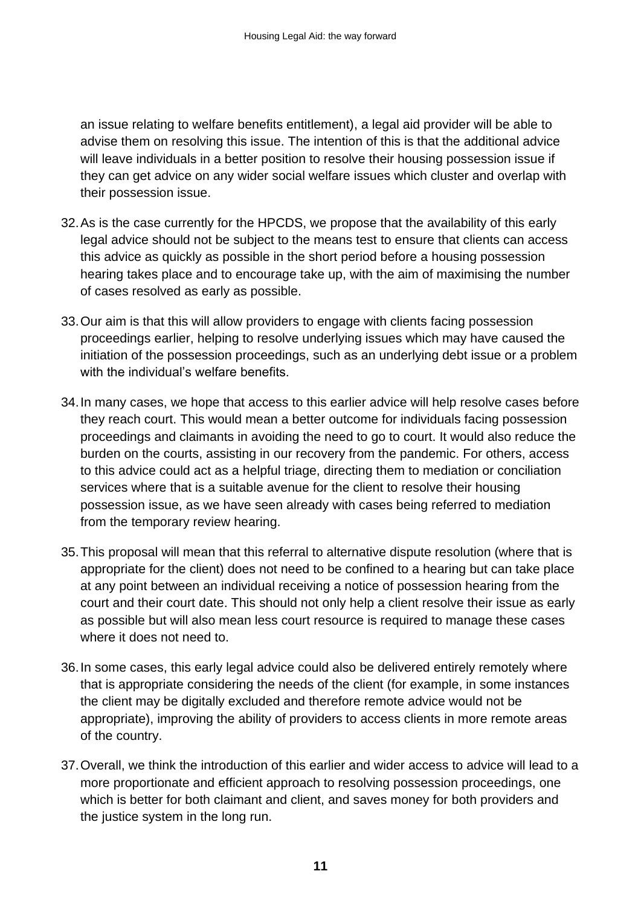an issue relating to welfare benefits entitlement), a legal aid provider will be able to advise them on resolving this issue. The intention of this is that the additional advice will leave individuals in a better position to resolve their housing possession issue if they can get advice on any wider social welfare issues which cluster and overlap with their possession issue.

32. As is the case currently for the HPCDS, we propose that the availability of this early legal advice should not be subject to the means test to ensure that clients can access this advice as quickly as possible in the short period before a housing possession hearing takes place and to encourage take up, with the aim of maximising the number of cases resolved as early as possible.

33. Our aim is that this will allow providers to engage with clients facing possession proceedings earlier, helping to resolve underlying issues which may have caused the initiation of the possession proceedings, such as an underlying debt issue or a problem with the individual's welfare benefits.

34. In many cases, we hope that access to this earlier advice will help resolve cases before they reach court. This would mean a better outcome for individuals facing possession proceedings and claimants in avoiding the need to go to court. It would also reduce the burden on the courts, assisting in our recovery from the pandemic. For others, access to this advice could act as a helpful triage, directing them to mediation or conciliation services where that is a suitable avenue for the client to resolve their housing possession issue, as we have seen already with cases being referred to mediation from the temporary review hearing.

35. This proposal will mean that this referral to alternative dispute resolution (where that is appropriate for the client) does not need to be confined to a hearing but can take place at any point between an individual receiving a notice of possession hearing from the court and their court date. This should not only help a client resolve their issue as early as possible but will also mean less court resource is required to manage these cases where it does not need to.

36. In some cases, this early legal advice could also be delivered entirely remotely where that is appropriate considering the needs of the client (for example, in some instances the client may be digitally excluded and therefore remote advice would not be appropriate), improving the ability of providers to access clients in more remote areas of the country.

37. Overall, we think the introduction of this earlier and wider access to advice will lead to a more proportionate and efficient approach to resolving possession proceedings, one which is better for both claimant and client, and saves money for both providers and the justice system in the long run.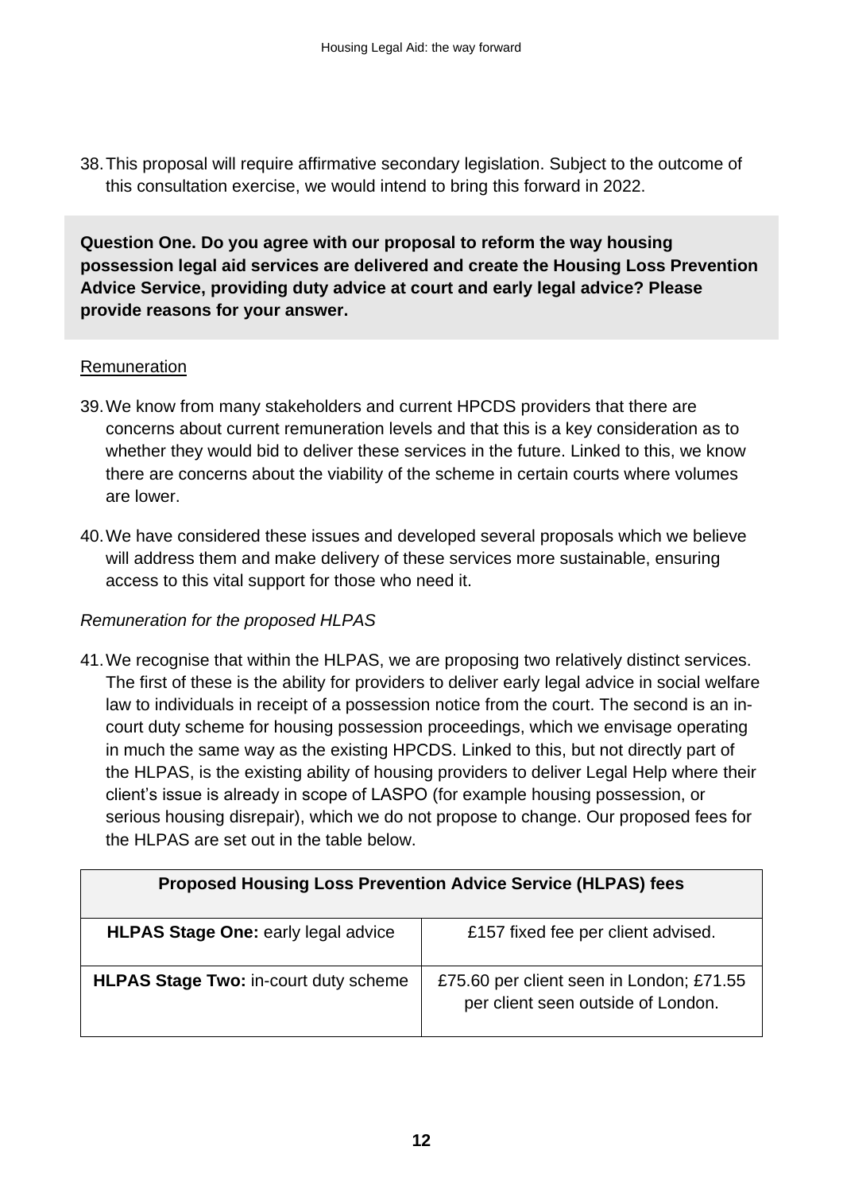38. This proposal will require affirmative secondary legislation. Subject to the outcome of this consultation exercise, we would intend to bring this forward in 2022.

**Question One. Do you agree with our proposal to reform the way housing possession legal aid services are delivered and create the Housing Loss Prevention Advice Service, providing duty advice at court and early legal advice? Please provide reasons for your answer.**

Remuneration

39. We know from many stakeholders and current HPCDS providers that there are concerns about current remuneration levels and that this is a key consideration as to whether they would bid to deliver these services in the future. Linked to this, we know there are concerns about the viability of the scheme in certain courts where volumes are lower.

40. We have considered these issues and developed several proposals which we believe will address them and make delivery of these services more sustainable, ensuring access to this vital support for those who need it.

*Remuneration for the proposed HLPAS*

41. We recognise that within the HLPAS, we are proposing two relatively distinct services. The first of these is the ability for providers to deliver early legal advice in social welfare law to individuals in receipt of a possession notice from the court. The second is an in-court duty scheme for housing possession proceedings, which we envisage operating in much the same way as the existing HPCDS. Linked to this, but not directly part of the HLPAS, is the existing ability of housing providers to deliver Legal Help where their client's issue is already in scope of LASPO (for example housing possession, or serious housing disrepair), which we do not propose to change. Our proposed fees for the HLPAS are set out in the table below.

| **Proposed Housing Loss Prevention Advice Service (HLPAS) fees** | |
|---|---|
| **HLPAS Stage One:** early legal advice | £157 fixed fee per client advised. |
| **HLPAS Stage Two:** in-court duty scheme | £75.60 per client seen in London; £71.55 per client seen outside of London. |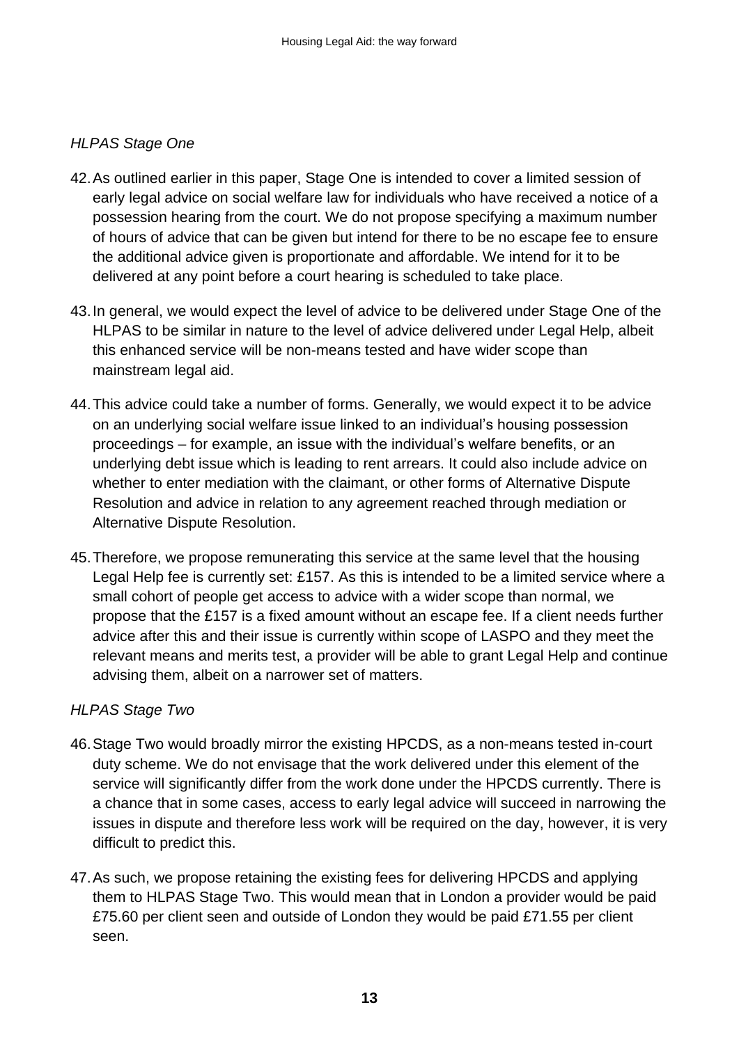*HLPAS Stage One*

42. As outlined earlier in this paper, Stage One is intended to cover a limited session of early legal advice on social welfare law for individuals who have received a notice of a possession hearing from the court. We do not propose specifying a maximum number of hours of advice that can be given but intend for there to be no escape fee to ensure the additional advice given is proportionate and affordable. We intend for it to be delivered at any point before a court hearing is scheduled to take place.

43. In general, we would expect the level of advice to be delivered under Stage One of the HLPAS to be similar in nature to the level of advice delivered under Legal Help, albeit this enhanced service will be non-means tested and have wider scope than mainstream legal aid.

44. This advice could take a number of forms. Generally, we would expect it to be advice on an underlying social welfare issue linked to an individual's housing possession proceedings – for example, an issue with the individual's welfare benefits, or an underlying debt issue which is leading to rent arrears. It could also include advice on whether to enter mediation with the claimant, or other forms of Alternative Dispute Resolution and advice in relation to any agreement reached through mediation or Alternative Dispute Resolution.

45. Therefore, we propose remunerating this service at the same level that the housing Legal Help fee is currently set: £157. As this is intended to be a limited service where a small cohort of people get access to advice with a wider scope than normal, we propose that the £157 is a fixed amount without an escape fee. If a client needs further advice after this and their issue is currently within scope of LASPO and they meet the relevant means and merits test, a provider will be able to grant Legal Help and continue advising them, albeit on a narrower set of matters.

*HLPAS Stage Two*

46. Stage Two would broadly mirror the existing HPCDS, as a non-means tested in-court duty scheme. We do not envisage that the work delivered under this element of the service will significantly differ from the work done under the HPCDS currently. There is a chance that in some cases, access to early legal advice will succeed in narrowing the issues in dispute and therefore less work will be required on the day, however, it is very difficult to predict this.

47. As such, we propose retaining the existing fees for delivering HPCDS and applying them to HLPAS Stage Two. This would mean that in London a provider would be paid £75.60 per client seen and outside of London they would be paid £71.55 per client seen.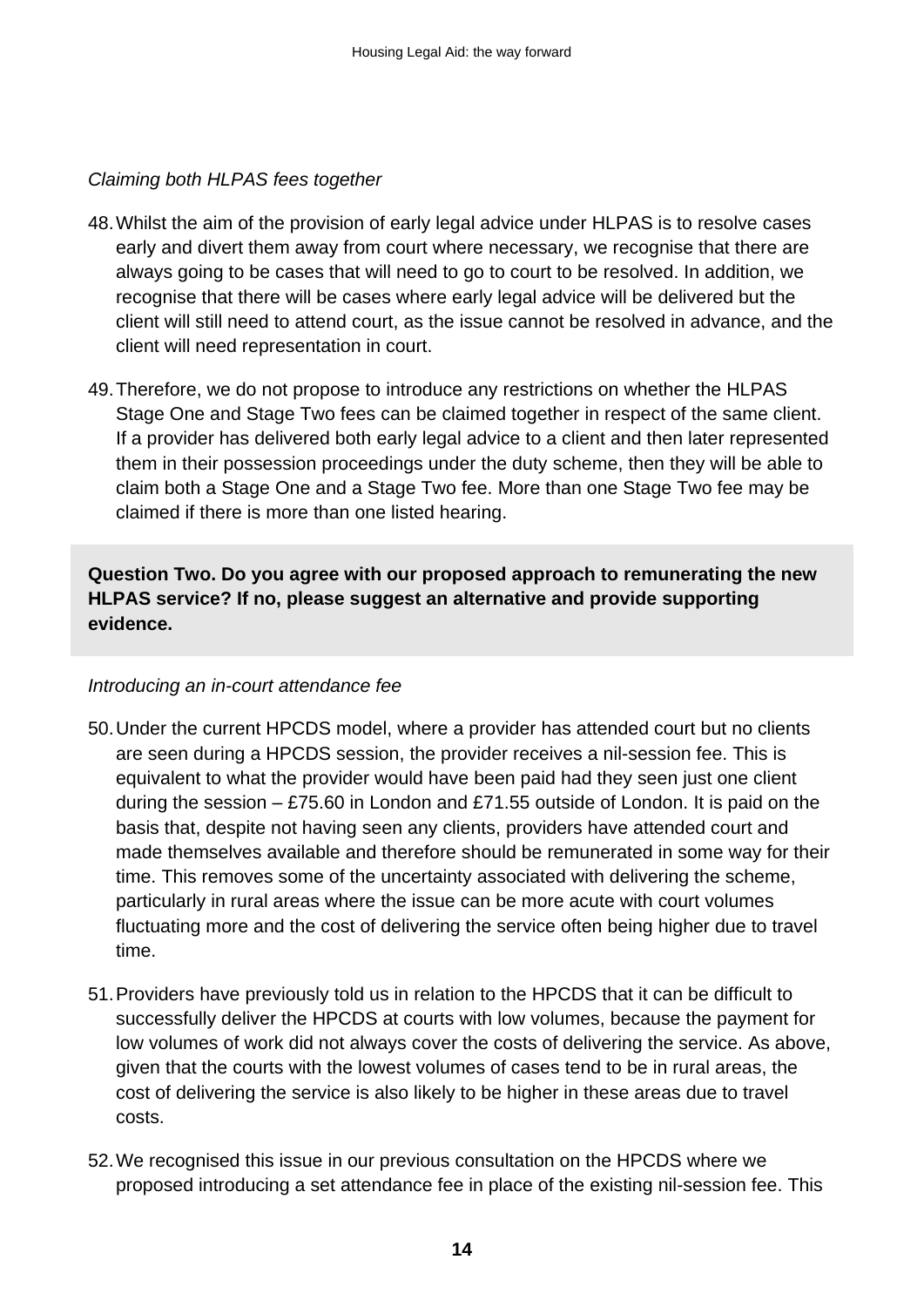*Claiming both HLPAS fees together*

48. Whilst the aim of the provision of early legal advice under HLPAS is to resolve cases early and divert them away from court where necessary, we recognise that there are always going to be cases that will need to go to court to be resolved. In addition, we recognise that there will be cases where early legal advice will be delivered but the client will still need to attend court, as the issue cannot be resolved in advance, and the client will need representation in court.

49. Therefore, we do not propose to introduce any restrictions on whether the HLPAS Stage One and Stage Two fees can be claimed together in respect of the same client. If a provider has delivered both early legal advice to a client and then later represented them in their possession proceedings under the duty scheme, then they will be able to claim both a Stage One and a Stage Two fee. More than one Stage Two fee may be claimed if there is more than one listed hearing.

**Question Two. Do you agree with our proposed approach to remunerating the new HLPAS service? If no, please suggest an alternative and provide supporting evidence.**

*Introducing an in-court attendance fee*

50. Under the current HPCDS model, where a provider has attended court but no clients are seen during a HPCDS session, the provider receives a nil-session fee. This is equivalent to what the provider would have been paid had they seen just one client during the session – £75.60 in London and £71.55 outside of London. It is paid on the basis that, despite not having seen any clients, providers have attended court and made themselves available and therefore should be remunerated in some way for their time. This removes some of the uncertainty associated with delivering the scheme, particularly in rural areas where the issue can be more acute with court volumes fluctuating more and the cost of delivering the service often being higher due to travel time.

51. Providers have previously told us in relation to the HPCDS that it can be difficult to successfully deliver the HPCDS at courts with low volumes, because the payment for low volumes of work did not always cover the costs of delivering the service. As above, given that the courts with the lowest volumes of cases tend to be in rural areas, the cost of delivering the service is also likely to be higher in these areas due to travel costs.

52. We recognised this issue in our previous consultation on the HPCDS where we proposed introducing a set attendance fee in place of the existing nil-session fee. This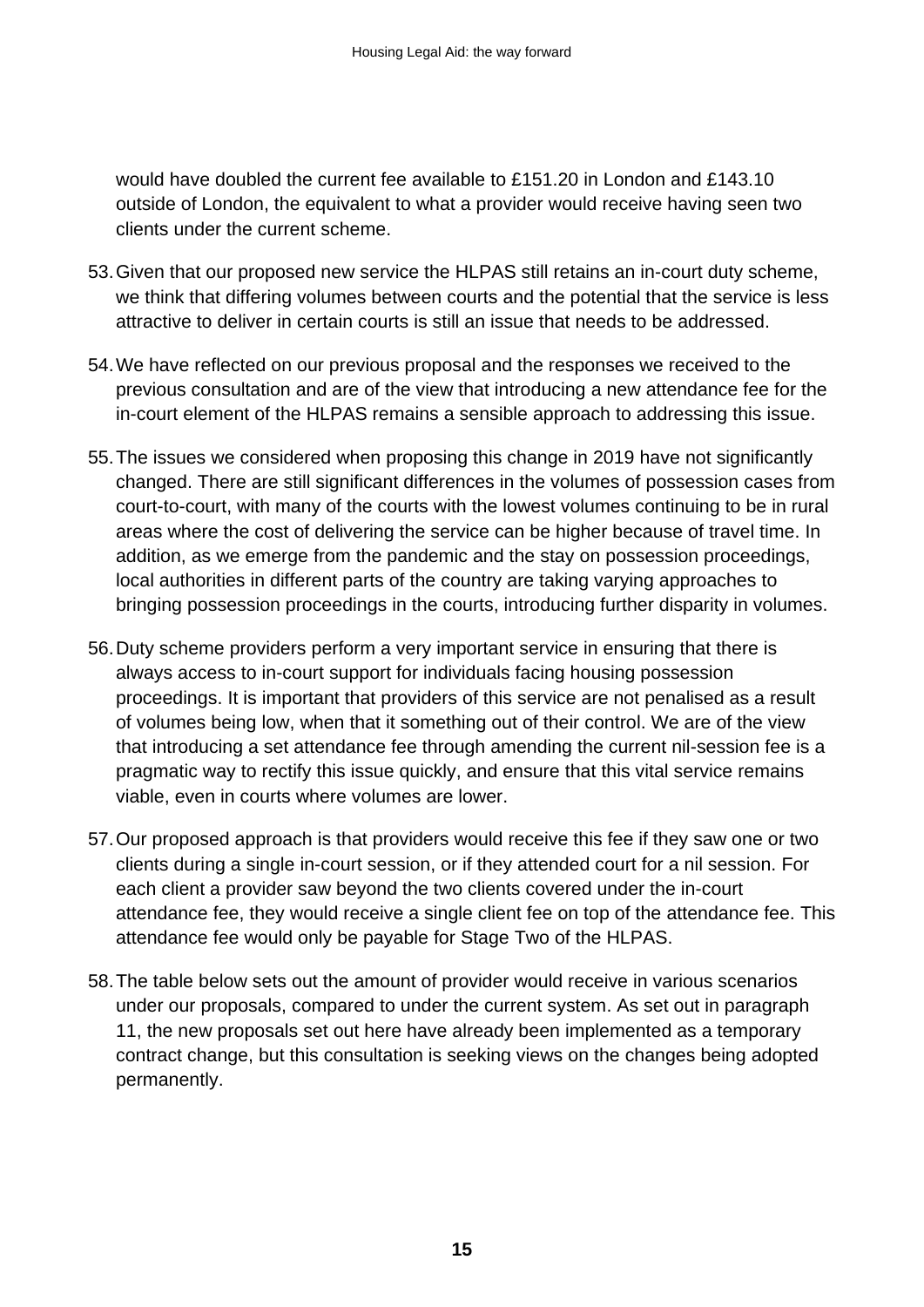would have doubled the current fee available to £151.20 in London and £143.10 outside of London, the equivalent to what a provider would receive having seen two clients under the current scheme.

53. Given that our proposed new service the HLPAS still retains an in-court duty scheme, we think that differing volumes between courts and the potential that the service is less attractive to deliver in certain courts is still an issue that needs to be addressed.

54. We have reflected on our previous proposal and the responses we received to the previous consultation and are of the view that introducing a new attendance fee for the in-court element of the HLPAS remains a sensible approach to addressing this issue.

55. The issues we considered when proposing this change in 2019 have not significantly changed. There are still significant differences in the volumes of possession cases from court-to-court, with many of the courts with the lowest volumes continuing to be in rural areas where the cost of delivering the service can be higher because of travel time. In addition, as we emerge from the pandemic and the stay on possession proceedings, local authorities in different parts of the country are taking varying approaches to bringing possession proceedings in the courts, introducing further disparity in volumes.

56. Duty scheme providers perform a very important service in ensuring that there is always access to in-court support for individuals facing housing possession proceedings. It is important that providers of this service are not penalised as a result of volumes being low, when that it something out of their control. We are of the view that introducing a set attendance fee through amending the current nil-session fee is a pragmatic way to rectify this issue quickly, and ensure that this vital service remains viable, even in courts where volumes are lower.

57. Our proposed approach is that providers would receive this fee if they saw one or two clients during a single in-court session, or if they attended court for a nil session. For each client a provider saw beyond the two clients covered under the in-court attendance fee, they would receive a single client fee on top of the attendance fee. This attendance fee would only be payable for Stage Two of the HLPAS.

58. The table below sets out the amount of provider would receive in various scenarios under our proposals, compared to under the current system. As set out in paragraph 11, the new proposals set out here have already been implemented as a temporary contract change, but this consultation is seeking views on the changes being adopted permanently.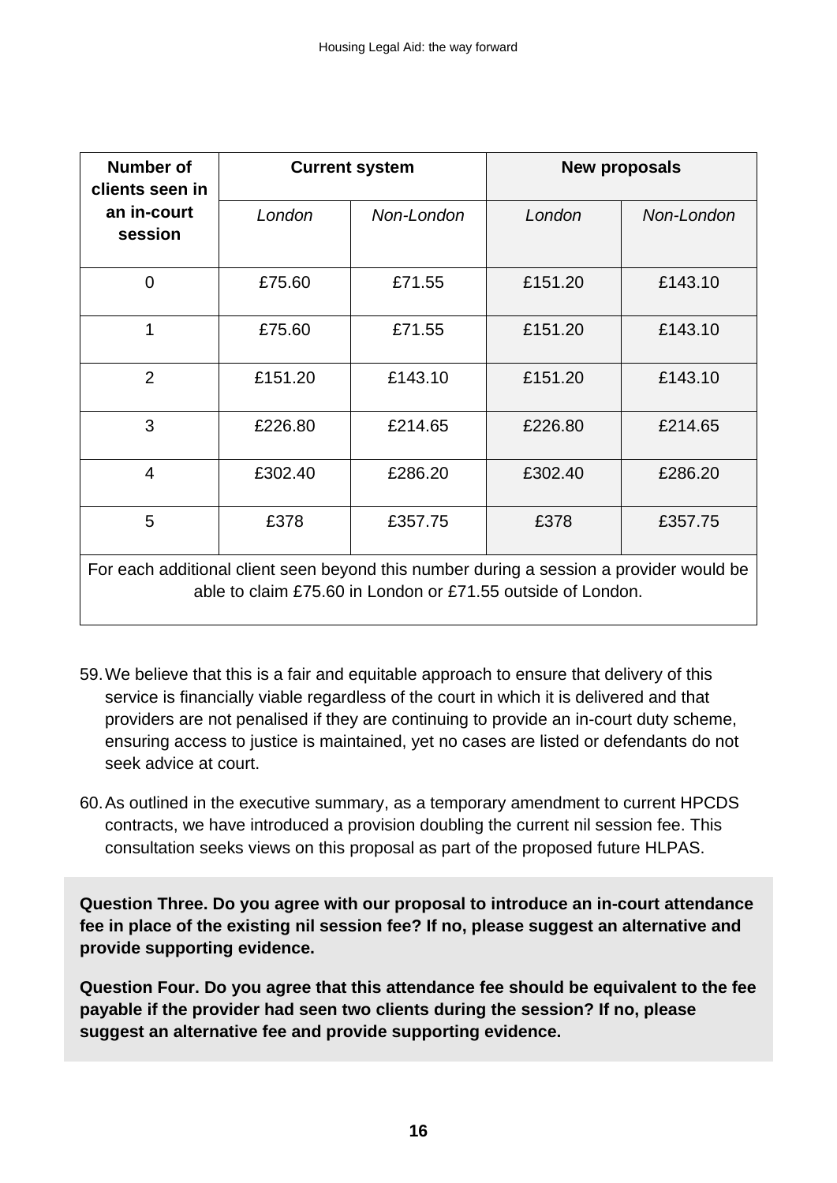| Number of clients seen in an in-court session | Current system | | New proposals | |
|---|---|---|---|---|
| | *London* | *Non-London* | *London* | *Non-London* |
| 0 | £75.60 | £71.55 | £151.20 | £143.10 |
| 1 | £75.60 | £71.55 | £151.20 | £143.10 |
| 2 | £151.20 | £143.10 | £151.20 | £143.10 |
| 3 | £226.80 | £214.65 | £226.80 | £214.65 |
| 4 | £302.40 | £286.20 | £302.40 | £286.20 |
| 5 | £378 | £357.75 | £378 | £357.75 |
| For each additional client seen beyond this number during a session a provider would be able to claim £75.60 in London or £71.55 outside of London. | | | | |

59. We believe that this is a fair and equitable approach to ensure that delivery of this service is financially viable regardless of the court in which it is delivered and that providers are not penalised if they are continuing to provide an in-court duty scheme, ensuring access to justice is maintained, yet no cases are listed or defendants do not seek advice at court.

60. As outlined in the executive summary, as a temporary amendment to current HPCDS contracts, we have introduced a provision doubling the current nil session fee. This consultation seeks views on this proposal as part of the proposed future HLPAS.

**Question Three. Do you agree with our proposal to introduce an in-court attendance fee in place of the existing nil session fee? If no, please suggest an alternative and provide supporting evidence.**

**Question Four. Do you agree that this attendance fee should be equivalent to the fee payable if the provider had seen two clients during the session? If no, please suggest an alternative fee and provide supporting evidence.**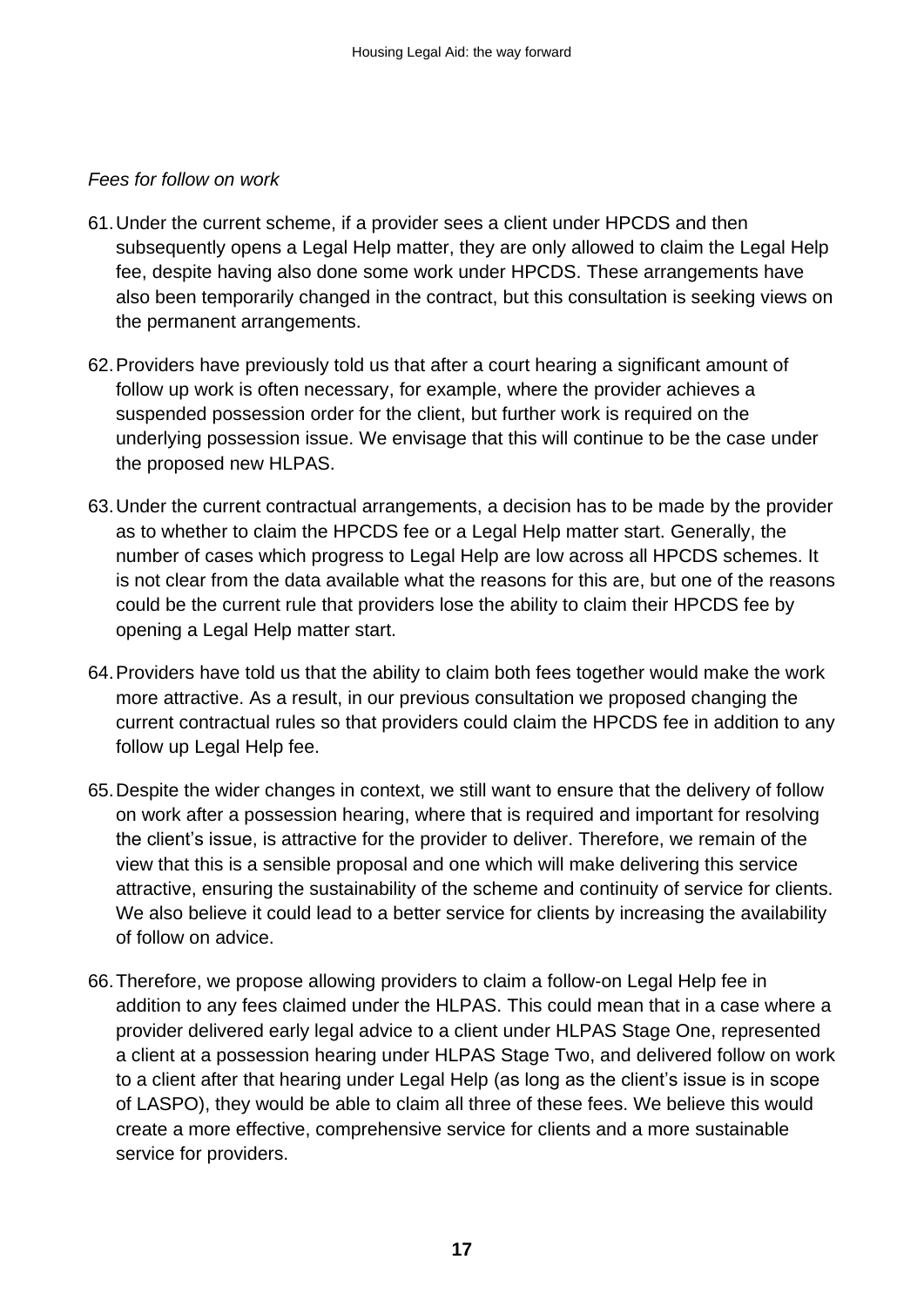*Fees for follow on work*

61. Under the current scheme, if a provider sees a client under HPCDS and then subsequently opens a Legal Help matter, they are only allowed to claim the Legal Help fee, despite having also done some work under HPCDS. These arrangements have also been temporarily changed in the contract, but this consultation is seeking views on the permanent arrangements.

62. Providers have previously told us that after a court hearing a significant amount of follow up work is often necessary, for example, where the provider achieves a suspended possession order for the client, but further work is required on the underlying possession issue. We envisage that this will continue to be the case under the proposed new HLPAS.

63. Under the current contractual arrangements, a decision has to be made by the provider as to whether to claim the HPCDS fee or a Legal Help matter start. Generally, the number of cases which progress to Legal Help are low across all HPCDS schemes. It is not clear from the data available what the reasons for this are, but one of the reasons could be the current rule that providers lose the ability to claim their HPCDS fee by opening a Legal Help matter start.

64. Providers have told us that the ability to claim both fees together would make the work more attractive. As a result, in our previous consultation we proposed changing the current contractual rules so that providers could claim the HPCDS fee in addition to any follow up Legal Help fee.

65. Despite the wider changes in context, we still want to ensure that the delivery of follow on work after a possession hearing, where that is required and important for resolving the client's issue, is attractive for the provider to deliver. Therefore, we remain of the view that this is a sensible proposal and one which will make delivering this service attractive, ensuring the sustainability of the scheme and continuity of service for clients. We also believe it could lead to a better service for clients by increasing the availability of follow on advice.

66. Therefore, we propose allowing providers to claim a follow-on Legal Help fee in addition to any fees claimed under the HLPAS. This could mean that in a case where a provider delivered early legal advice to a client under HLPAS Stage One, represented a client at a possession hearing under HLPAS Stage Two, and delivered follow on work to a client after that hearing under Legal Help (as long as the client's issue is in scope of LASPO), they would be able to claim all three of these fees. We believe this would create a more effective, comprehensive service for clients and a more sustainable service for providers.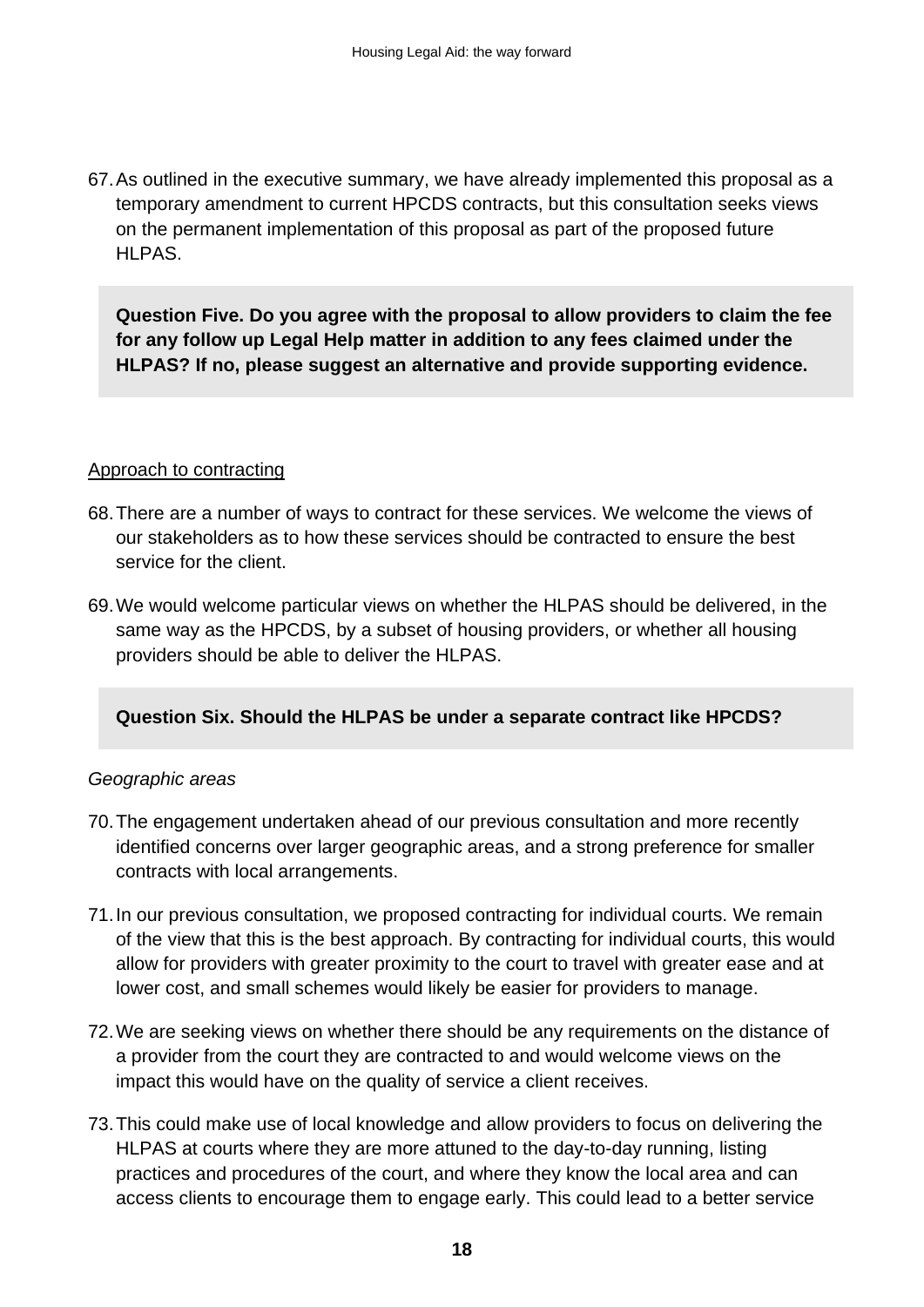67. As outlined in the executive summary, we have already implemented this proposal as a temporary amendment to current HPCDS contracts, but this consultation seeks views on the permanent implementation of this proposal as part of the proposed future HLPAS.

**Question Five. Do you agree with the proposal to allow providers to claim the fee for any follow up Legal Help matter in addition to any fees claimed under the HLPAS? If no, please suggest an alternative and provide supporting evidence.**

<u>Approach to contracting</u>

68. There are a number of ways to contract for these services. We welcome the views of our stakeholders as to how these services should be contracted to ensure the best service for the client.

69. We would welcome particular views on whether the HLPAS should be delivered, in the same way as the HPCDS, by a subset of housing providers, or whether all housing providers should be able to deliver the HLPAS.

**Question Six. Should the HLPAS be under a separate contract like HPCDS?**

*Geographic areas*

70. The engagement undertaken ahead of our previous consultation and more recently identified concerns over larger geographic areas, and a strong preference for smaller contracts with local arrangements.

71. In our previous consultation, we proposed contracting for individual courts. We remain of the view that this is the best approach. By contracting for individual courts, this would allow for providers with greater proximity to the court to travel with greater ease and at lower cost, and small schemes would likely be easier for providers to manage.

72. We are seeking views on whether there should be any requirements on the distance of a provider from the court they are contracted to and would welcome views on the impact this would have on the quality of service a client receives.

73. This could make use of local knowledge and allow providers to focus on delivering the HLPAS at courts where they are more attuned to the day-to-day running, listing practices and procedures of the court, and where they know the local area and can access clients to encourage them to engage early. This could lead to a better service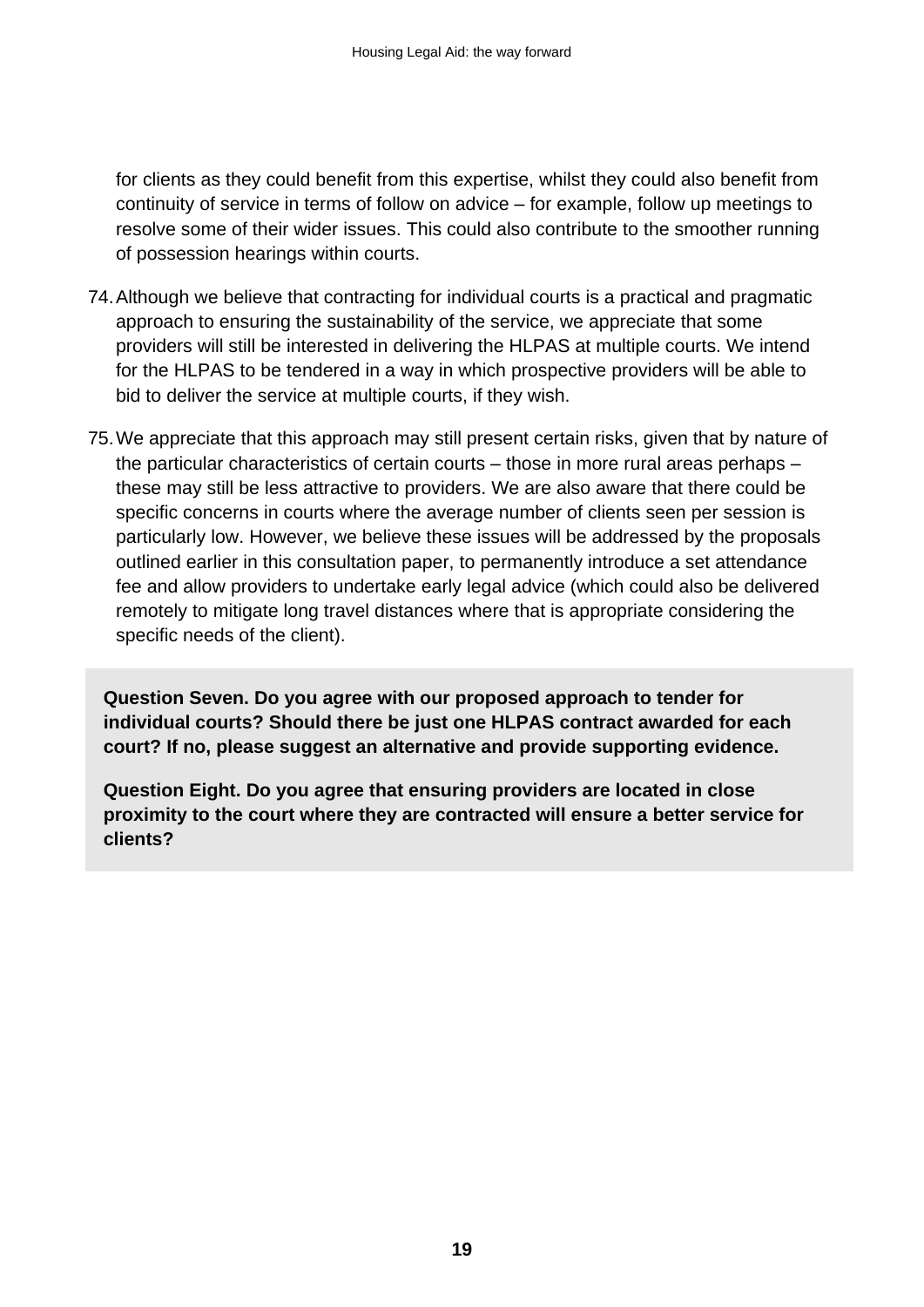for clients as they could benefit from this expertise, whilst they could also benefit from continuity of service in terms of follow on advice – for example, follow up meetings to resolve some of their wider issues. This could also contribute to the smoother running of possession hearings within courts.

74. Although we believe that contracting for individual courts is a practical and pragmatic approach to ensuring the sustainability of the service, we appreciate that some providers will still be interested in delivering the HLPAS at multiple courts. We intend for the HLPAS to be tendered in a way in which prospective providers will be able to bid to deliver the service at multiple courts, if they wish.

75. We appreciate that this approach may still present certain risks, given that by nature of the particular characteristics of certain courts – those in more rural areas perhaps – these may still be less attractive to providers. We are also aware that there could be specific concerns in courts where the average number of clients seen per session is particularly low. However, we believe these issues will be addressed by the proposals outlined earlier in this consultation paper, to permanently introduce a set attendance fee and allow providers to undertake early legal advice (which could also be delivered remotely to mitigate long travel distances where that is appropriate considering the specific needs of the client).

**Question Seven. Do you agree with our proposed approach to tender for individual courts? Should there be just one HLPAS contract awarded for each court? If no, please suggest an alternative and provide supporting evidence.**

**Question Eight. Do you agree that ensuring providers are located in close proximity to the court where they are contracted will ensure a better service for clients?**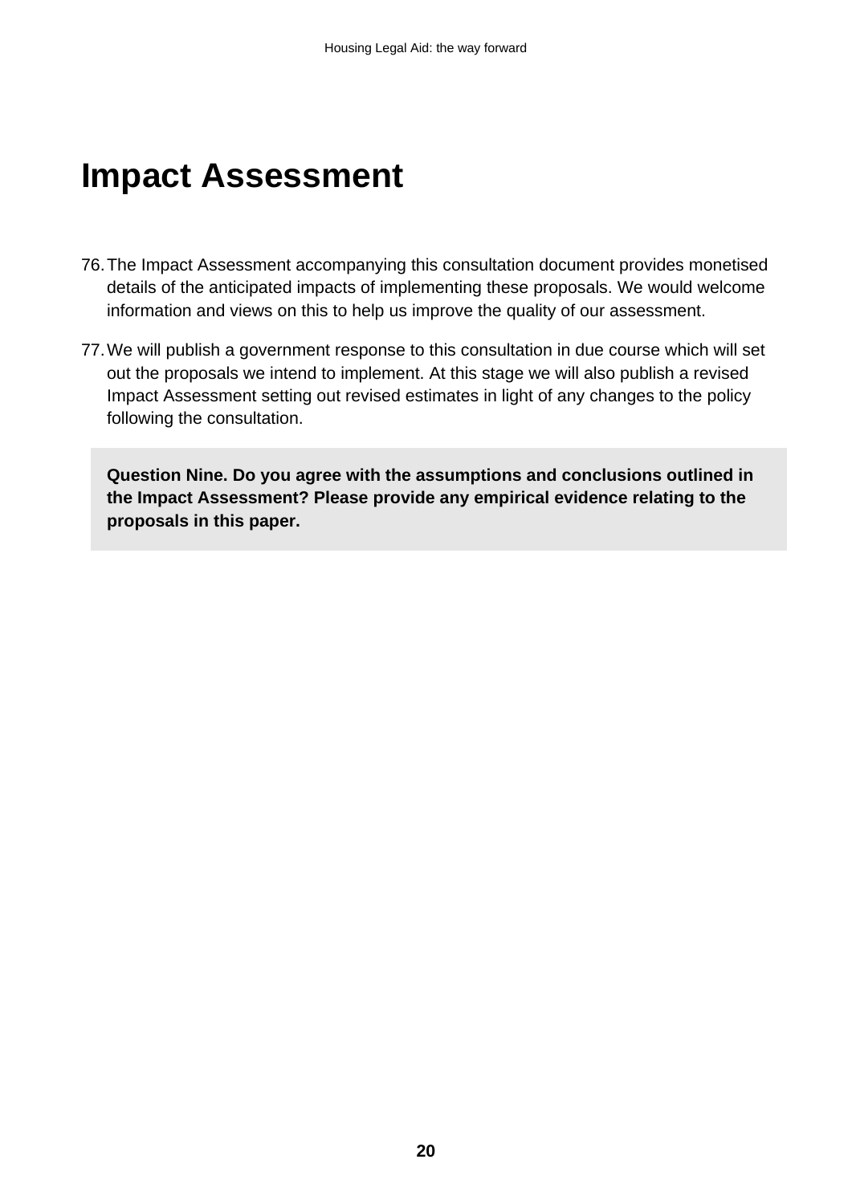# Impact Assessment

76. The Impact Assessment accompanying this consultation document provides monetised details of the anticipated impacts of implementing these proposals. We would welcome information and views on this to help us improve the quality of our assessment.

77. We will publish a government response to this consultation in due course which will set out the proposals we intend to implement. At this stage we will also publish a revised Impact Assessment setting out revised estimates in light of any changes to the policy following the consultation.

**Question Nine. Do you agree with the assumptions and conclusions outlined in the Impact Assessment? Please provide any empirical evidence relating to the proposals in this paper.**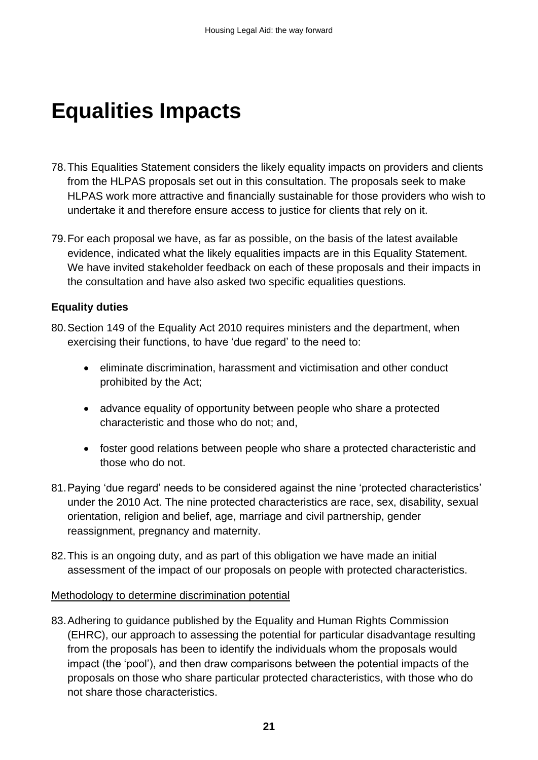# Equalities Impacts

78. This Equalities Statement considers the likely equality impacts on providers and clients from the HLPAS proposals set out in this consultation. The proposals seek to make HLPAS work more attractive and financially sustainable for those providers who wish to undertake it and therefore ensure access to justice for clients that rely on it.

79. For each proposal we have, as far as possible, on the basis of the latest available evidence, indicated what the likely equalities impacts are in this Equality Statement. We have invited stakeholder feedback on each of these proposals and their impacts in the consultation and have also asked two specific equalities questions.

**Equality duties**

80. Section 149 of the Equality Act 2010 requires ministers and the department, when exercising their functions, to have 'due regard' to the need to:

    - eliminate discrimination, harassment and victimisation and other conduct prohibited by the Act;
    - advance equality of opportunity between people who share a protected characteristic and those who do not; and,
    - foster good relations between people who share a protected characteristic and those who do not.

81. Paying 'due regard' needs to be considered against the nine 'protected characteristics' under the 2010 Act. The nine protected characteristics are race, sex, disability, sexual orientation, religion and belief, age, marriage and civil partnership, gender reassignment, pregnancy and maternity.

82. This is an ongoing duty, and as part of this obligation we have made an initial assessment of the impact of our proposals on people with protected characteristics.

<u>Methodology to determine discrimination potential</u>

83. Adhering to guidance published by the Equality and Human Rights Commission (EHRC), our approach to assessing the potential for particular disadvantage resulting from the proposals has been to identify the individuals whom the proposals would impact (the 'pool'), and then draw comparisons between the potential impacts of the proposals on those who share particular protected characteristics, with those who do not share those characteristics.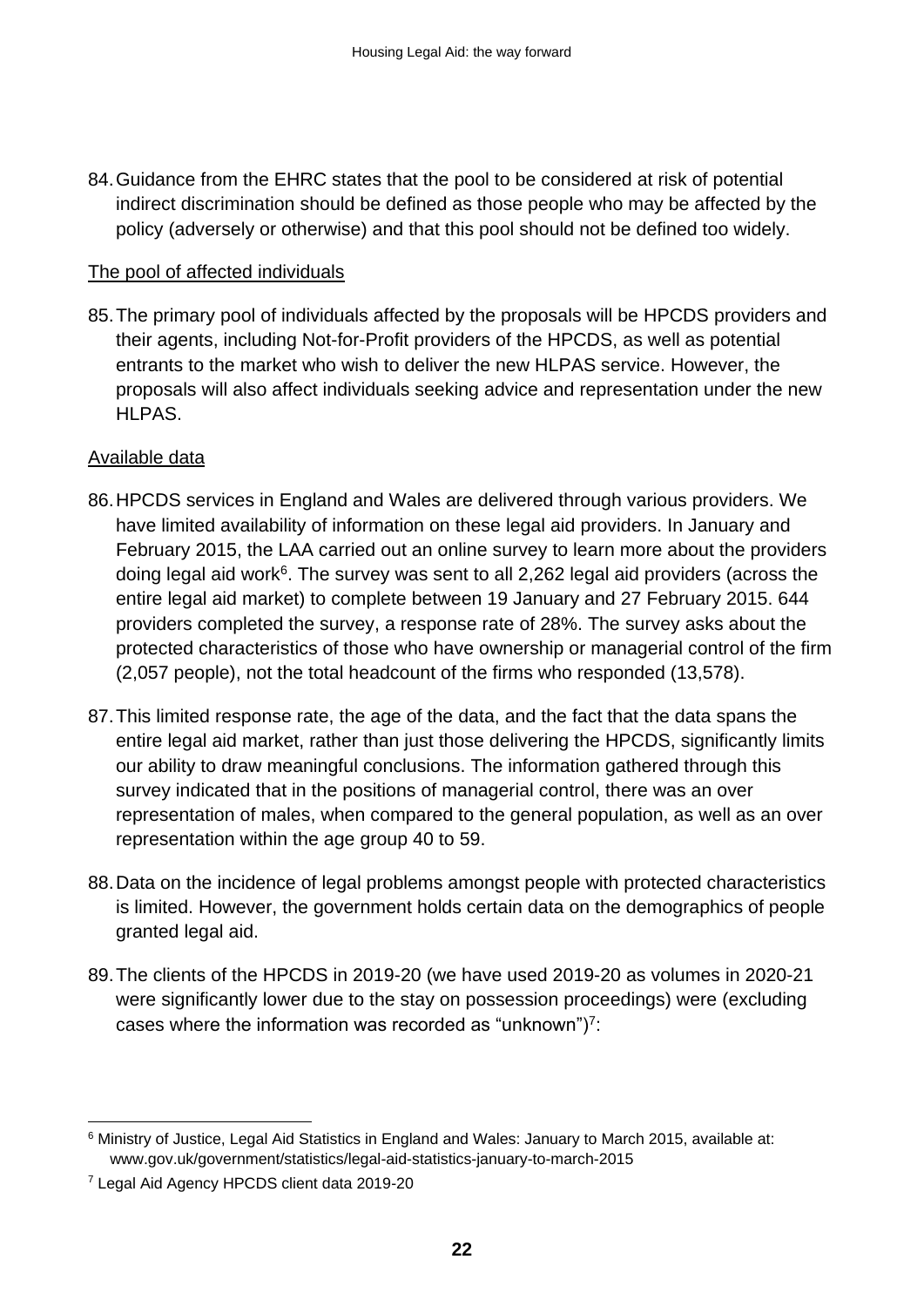84. Guidance from the EHRC states that the pool to be considered at risk of potential indirect discrimination should be defined as those people who may be affected by the policy (adversely or otherwise) and that this pool should not be defined too widely.

<u>The pool of affected individuals</u>

85. The primary pool of individuals affected by the proposals will be HPCDS providers and their agents, including Not-for-Profit providers of the HPCDS, as well as potential entrants to the market who wish to deliver the new HLPAS service. However, the proposals will also affect individuals seeking advice and representation under the new HLPAS.

<u>Available data</u>

86. HPCDS services in England and Wales are delivered through various providers. We have limited availability of information on these legal aid providers. In January and February 2015, the LAA carried out an online survey to learn more about the providers doing legal aid work[6]. The survey was sent to all 2,262 legal aid providers (across the entire legal aid market) to complete between 19 January and 27 February 2015. 644 providers completed the survey, a response rate of 28%. The survey asks about the protected characteristics of those who have ownership or managerial control of the firm (2,057 people), not the total headcount of the firms who responded (13,578).

87. This limited response rate, the age of the data, and the fact that the data spans the entire legal aid market, rather than just those delivering the HPCDS, significantly limits our ability to draw meaningful conclusions. The information gathered through this survey indicated that in the positions of managerial control, there was an over representation of males, when compared to the general population, as well as an over representation within the age group 40 to 59.

88. Data on the incidence of legal problems amongst people with protected characteristics is limited. However, the government holds certain data on the demographics of people granted legal aid.

89. The clients of the HPCDS in 2019-20 (we have used 2019-20 as volumes in 2020-21 were significantly lower due to the stay on possession proceedings) were (excluding cases where the information was recorded as "unknown")[7]:

---

[6] Ministry of Justice, Legal Aid Statistics in England and Wales: January to March 2015, available at: www.gov.uk/government/statistics/legal-aid-statistics-january-to-march-2015

[7] Legal Aid Agency HPCDS client data 2019-20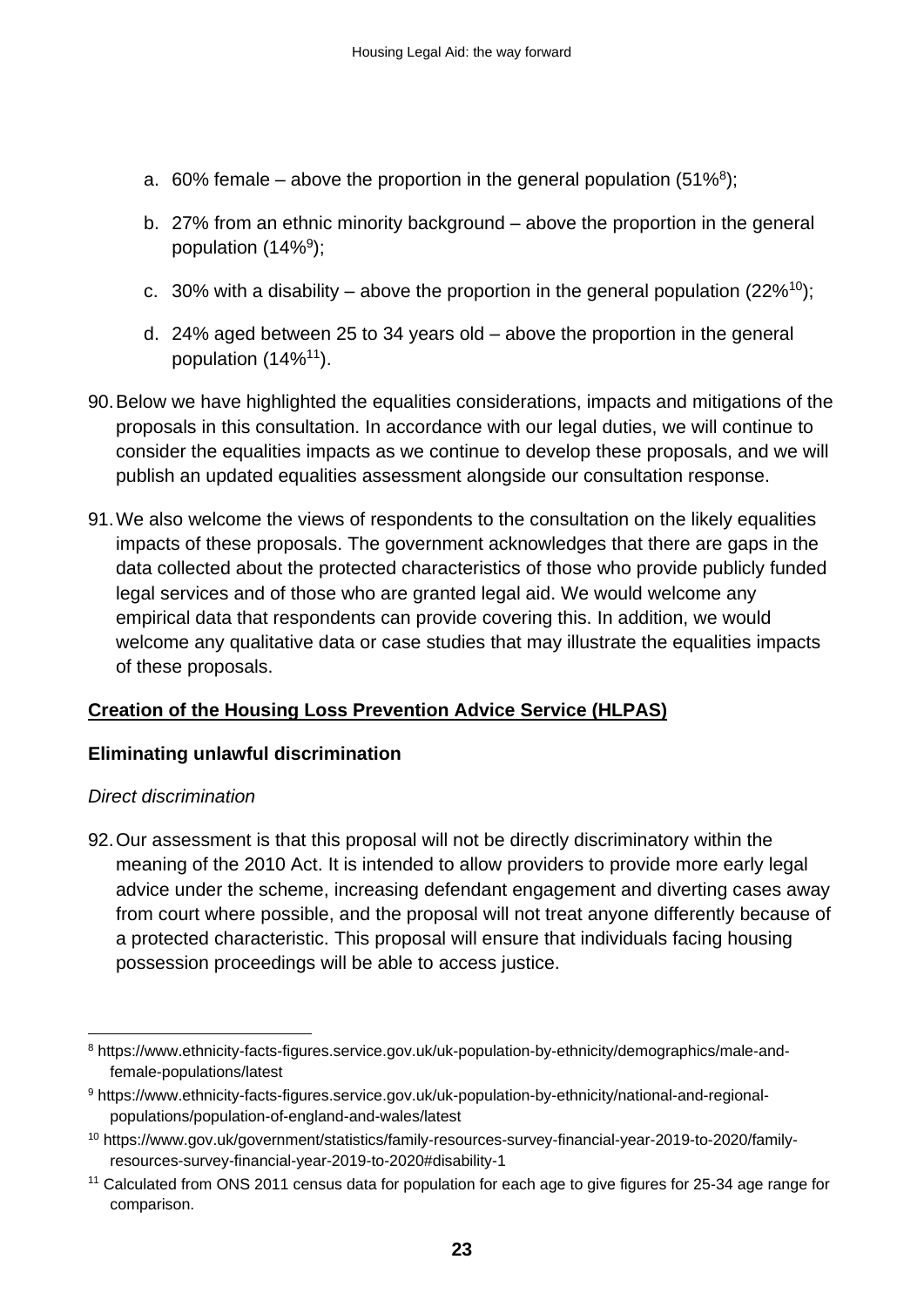a. 60% female – above the proportion in the general population (51%[8]);

b. 27% from an ethnic minority background – above the proportion in the general population (14%[9]);

c. 30% with a disability – above the proportion in the general population (22%[10]);

d. 24% aged between 25 to 34 years old – above the proportion in the general population (14%[11]).

90. Below we have highlighted the equalities considerations, impacts and mitigations of the proposals in this consultation. In accordance with our legal duties, we will continue to consider the equalities impacts as we continue to develop these proposals, and we will publish an updated equalities assessment alongside our consultation response.

91. We also welcome the views of respondents to the consultation on the likely equalities impacts of these proposals. The government acknowledges that there are gaps in the data collected about the protected characteristics of those who provide publicly funded legal services and of those who are granted legal aid. We would welcome any empirical data that respondents can provide covering this. In addition, we would welcome any qualitative data or case studies that may illustrate the equalities impacts of these proposals.

**Creation of the Housing Loss Prevention Advice Service (HLPAS)**

**Eliminating unlawful discrimination**

*Direct discrimination*

92. Our assessment is that this proposal will not be directly discriminatory within the meaning of the 2010 Act. It is intended to allow providers to provide more early legal advice under the scheme, increasing defendant engagement and diverting cases away from court where possible, and the proposal will not treat anyone differently because of a protected characteristic. This proposal will ensure that individuals facing housing possession proceedings will be able to access justice.

---

[8] https://www.ethnicity-facts-figures.service.gov.uk/uk-population-by-ethnicity/demographics/male-and-female-populations/latest

[9] https://www.ethnicity-facts-figures.service.gov.uk/uk-population-by-ethnicity/national-and-regional-populations/population-of-england-and-wales/latest

[10] https://www.gov.uk/government/statistics/family-resources-survey-financial-year-2019-to-2020/family-resources-survey-financial-year-2019-to-2020#disability-1

[11] Calculated from ONS 2011 census data for population for each age to give figures for 25-34 age range for comparison.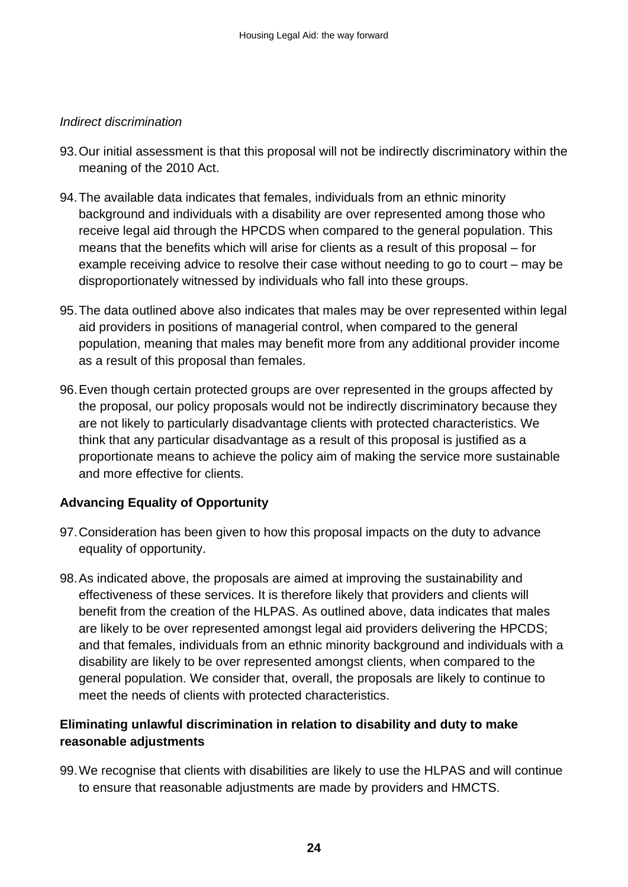*Indirect discrimination*

93. Our initial assessment is that this proposal will not be indirectly discriminatory within the meaning of the 2010 Act.

94. The available data indicates that females, individuals from an ethnic minority background and individuals with a disability are over represented among those who receive legal aid through the HPCDS when compared to the general population. This means that the benefits which will arise for clients as a result of this proposal – for example receiving advice to resolve their case without needing to go to court – may be disproportionately witnessed by individuals who fall into these groups.

95. The data outlined above also indicates that males may be over represented within legal aid providers in positions of managerial control, when compared to the general population, meaning that males may benefit more from any additional provider income as a result of this proposal than females.

96. Even though certain protected groups are over represented in the groups affected by the proposal, our policy proposals would not be indirectly discriminatory because they are not likely to particularly disadvantage clients with protected characteristics. We think that any particular disadvantage as a result of this proposal is justified as a proportionate means to achieve the policy aim of making the service more sustainable and more effective for clients.

**Advancing Equality of Opportunity**

97. Consideration has been given to how this proposal impacts on the duty to advance equality of opportunity.

98. As indicated above, the proposals are aimed at improving the sustainability and effectiveness of these services. It is therefore likely that providers and clients will benefit from the creation of the HLPAS. As outlined above, data indicates that males are likely to be over represented amongst legal aid providers delivering the HPCDS; and that females, individuals from an ethnic minority background and individuals with a disability are likely to be over represented amongst clients, when compared to the general population. We consider that, overall, the proposals are likely to continue to meet the needs of clients with protected characteristics.

**Eliminating unlawful discrimination in relation to disability and duty to make reasonable adjustments**

99. We recognise that clients with disabilities are likely to use the HLPAS and will continue to ensure that reasonable adjustments are made by providers and HMCTS.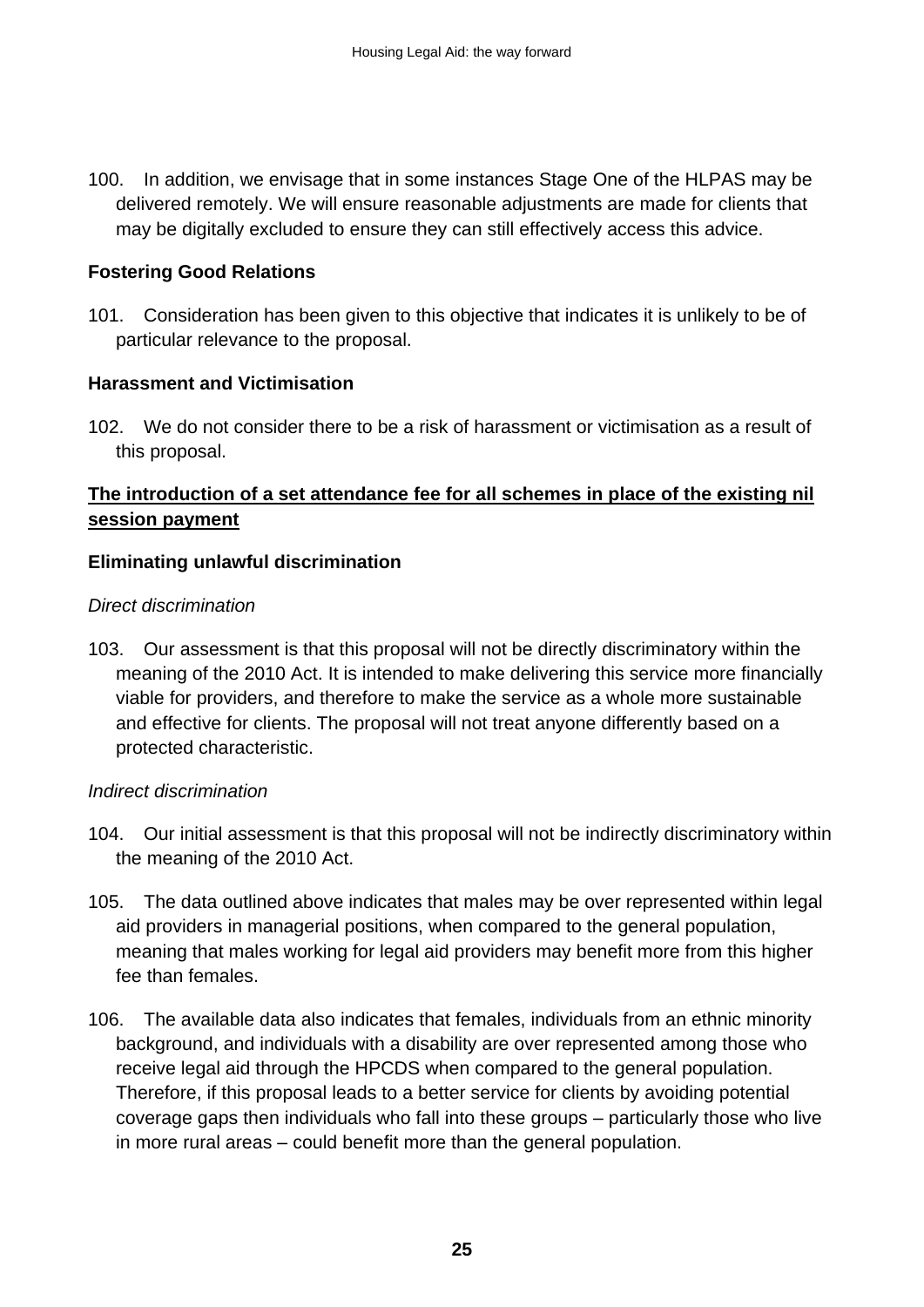100. In addition, we envisage that in some instances Stage One of the HLPAS may be delivered remotely. We will ensure reasonable adjustments are made for clients that may be digitally excluded to ensure they can still effectively access this advice.

**Fostering Good Relations**

101. Consideration has been given to this objective that indicates it is unlikely to be of particular relevance to the proposal.

**Harassment and Victimisation**

102. We do not consider there to be a risk of harassment or victimisation as a result of this proposal.

**<u>The introduction of a set attendance fee for all schemes in place of the existing nil session payment</u>**

**Eliminating unlawful discrimination**

*Direct discrimination*

103. Our assessment is that this proposal will not be directly discriminatory within the meaning of the 2010 Act. It is intended to make delivering this service more financially viable for providers, and therefore to make the service as a whole more sustainable and effective for clients. The proposal will not treat anyone differently based on a protected characteristic.

*Indirect discrimination*

104. Our initial assessment is that this proposal will not be indirectly discriminatory within the meaning of the 2010 Act.

105. The data outlined above indicates that males may be over represented within legal aid providers in managerial positions, when compared to the general population, meaning that males working for legal aid providers may benefit more from this higher fee than females.

106. The available data also indicates that females, individuals from an ethnic minority background, and individuals with a disability are over represented among those who receive legal aid through the HPCDS when compared to the general population. Therefore, if this proposal leads to a better service for clients by avoiding potential coverage gaps then individuals who fall into these groups – particularly those who live in more rural areas – could benefit more than the general population.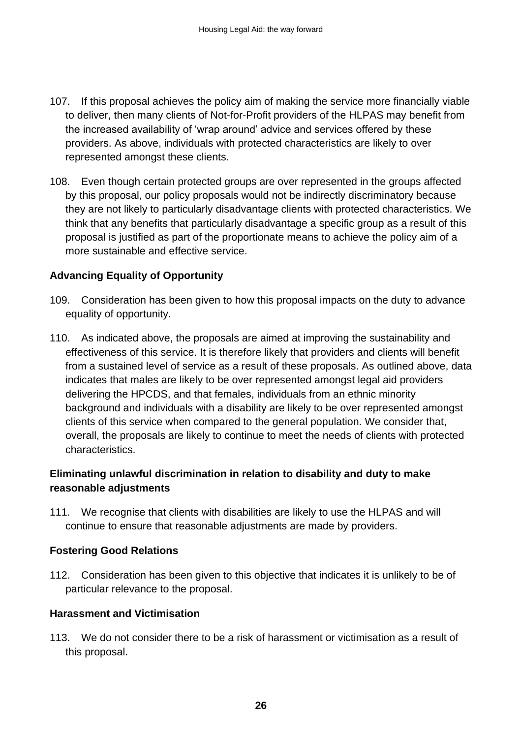107. If this proposal achieves the policy aim of making the service more financially viable to deliver, then many clients of Not-for-Profit providers of the HLPAS may benefit from the increased availability of 'wrap around' advice and services offered by these providers. As above, individuals with protected characteristics are likely to over represented amongst these clients.

108. Even though certain protected groups are over represented in the groups affected by this proposal, our policy proposals would not be indirectly discriminatory because they are not likely to particularly disadvantage clients with protected characteristics. We think that any benefits that particularly disadvantage a specific group as a result of this proposal is justified as part of the proportionate means to achieve the policy aim of a more sustainable and effective service.

**Advancing Equality of Opportunity**

109. Consideration has been given to how this proposal impacts on the duty to advance equality of opportunity.

110. As indicated above, the proposals are aimed at improving the sustainability and effectiveness of this service. It is therefore likely that providers and clients will benefit from a sustained level of service as a result of these proposals. As outlined above, data indicates that males are likely to be over represented amongst legal aid providers delivering the HPCDS, and that females, individuals from an ethnic minority background and individuals with a disability are likely to be over represented amongst clients of this service when compared to the general population. We consider that, overall, the proposals are likely to continue to meet the needs of clients with protected characteristics.

**Eliminating unlawful discrimination in relation to disability and duty to make reasonable adjustments**

111. We recognise that clients with disabilities are likely to use the HLPAS and will continue to ensure that reasonable adjustments are made by providers.

**Fostering Good Relations**

112. Consideration has been given to this objective that indicates it is unlikely to be of particular relevance to the proposal.

**Harassment and Victimisation**

113. We do not consider there to be a risk of harassment or victimisation as a result of this proposal.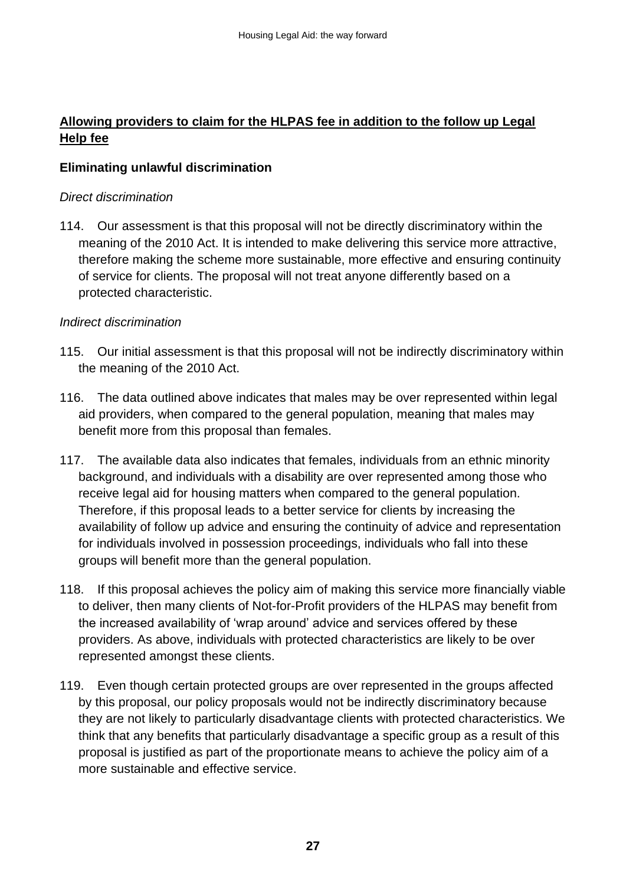**<u>Allowing providers to claim for the HLPAS fee in addition to the follow up Legal Help fee</u>**

**Eliminating unlawful discrimination**

*Direct discrimination*

114. Our assessment is that this proposal will not be directly discriminatory within the meaning of the 2010 Act. It is intended to make delivering this service more attractive, therefore making the scheme more sustainable, more effective and ensuring continuity of service for clients. The proposal will not treat anyone differently based on a protected characteristic.

*Indirect discrimination*

115. Our initial assessment is that this proposal will not be indirectly discriminatory within the meaning of the 2010 Act.

116. The data outlined above indicates that males may be over represented within legal aid providers, when compared to the general population, meaning that males may benefit more from this proposal than females.

117. The available data also indicates that females, individuals from an ethnic minority background, and individuals with a disability are over represented among those who receive legal aid for housing matters when compared to the general population. Therefore, if this proposal leads to a better service for clients by increasing the availability of follow up advice and ensuring the continuity of advice and representation for individuals involved in possession proceedings, individuals who fall into these groups will benefit more than the general population.

118. If this proposal achieves the policy aim of making this service more financially viable to deliver, then many clients of Not-for-Profit providers of the HLPAS may benefit from the increased availability of 'wrap around' advice and services offered by these providers. As above, individuals with protected characteristics are likely to be over represented amongst these clients.

119. Even though certain protected groups are over represented in the groups affected by this proposal, our policy proposals would not be indirectly discriminatory because they are not likely to particularly disadvantage clients with protected characteristics. We think that any benefits that particularly disadvantage a specific group as a result of this proposal is justified as part of the proportionate means to achieve the policy aim of a more sustainable and effective service.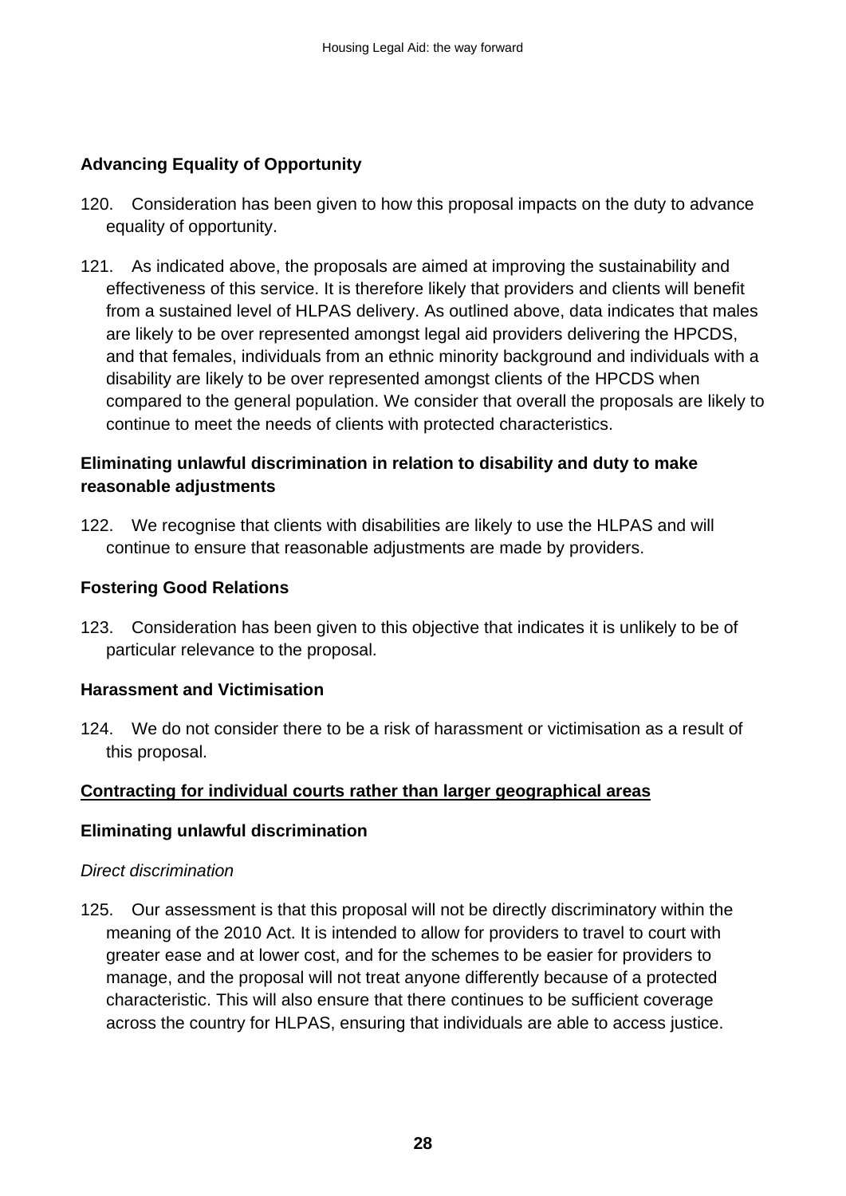**Advancing Equality of Opportunity**

120. Consideration has been given to how this proposal impacts on the duty to advance equality of opportunity.

121. As indicated above, the proposals are aimed at improving the sustainability and effectiveness of this service. It is therefore likely that providers and clients will benefit from a sustained level of HLPAS delivery. As outlined above, data indicates that males are likely to be over represented amongst legal aid providers delivering the HPCDS, and that females, individuals from an ethnic minority background and individuals with a disability are likely to be over represented amongst clients of the HPCDS when compared to the general population. We consider that overall the proposals are likely to continue to meet the needs of clients with protected characteristics.

**Eliminating unlawful discrimination in relation to disability and duty to make reasonable adjustments**

122. We recognise that clients with disabilities are likely to use the HLPAS and will continue to ensure that reasonable adjustments are made by providers.

**Fostering Good Relations**

123. Consideration has been given to this objective that indicates it is unlikely to be of particular relevance to the proposal.

**Harassment and Victimisation**

124. We do not consider there to be a risk of harassment or victimisation as a result of this proposal.

**Contracting for individual courts rather than larger geographical areas**

**Eliminating unlawful discrimination**

*Direct discrimination*

125. Our assessment is that this proposal will not be directly discriminatory within the meaning of the 2010 Act. It is intended to allow for providers to travel to court with greater ease and at lower cost, and for the schemes to be easier for providers to manage, and the proposal will not treat anyone differently because of a protected characteristic. This will also ensure that there continues to be sufficient coverage across the country for HLPAS, ensuring that individuals are able to access justice.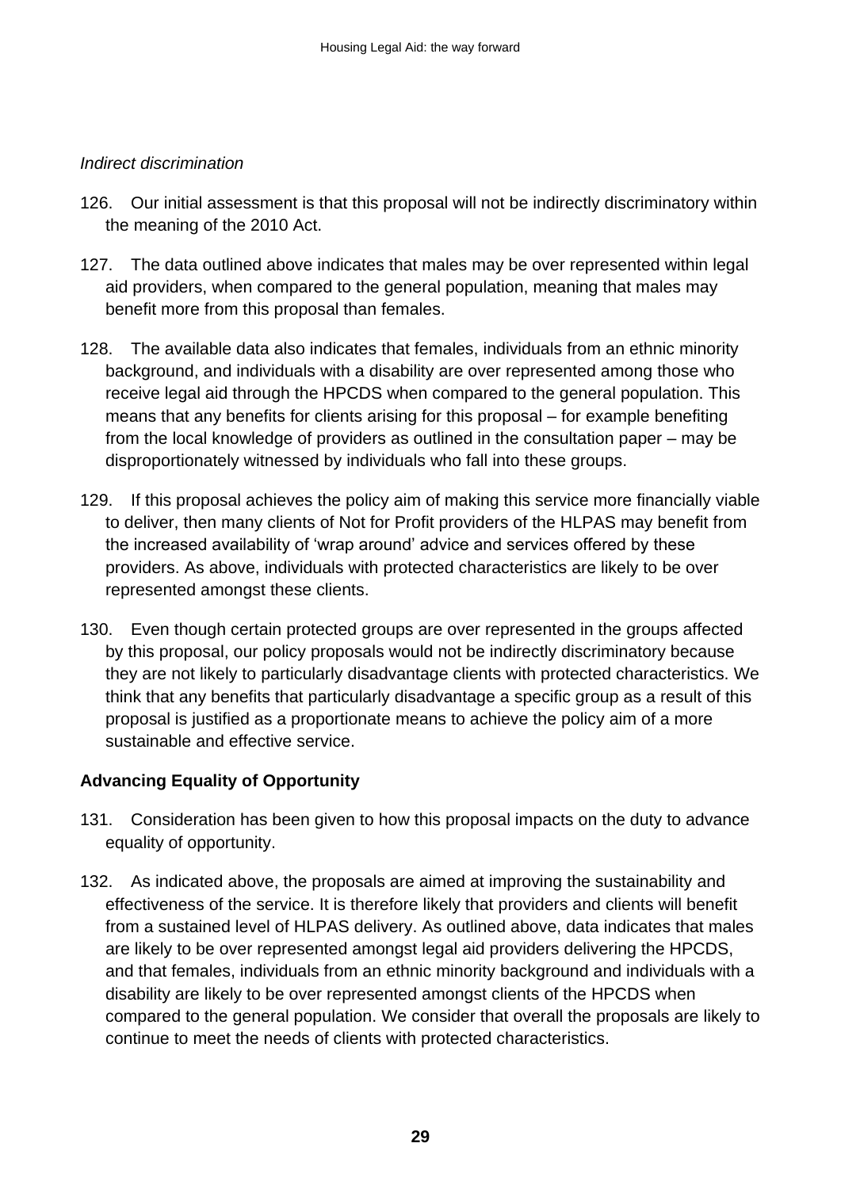*Indirect discrimination*

126. Our initial assessment is that this proposal will not be indirectly discriminatory within the meaning of the 2010 Act.

127. The data outlined above indicates that males may be over represented within legal aid providers, when compared to the general population, meaning that males may benefit more from this proposal than females.

128. The available data also indicates that females, individuals from an ethnic minority background, and individuals with a disability are over represented among those who receive legal aid through the HPCDS when compared to the general population. This means that any benefits for clients arising for this proposal – for example benefiting from the local knowledge of providers as outlined in the consultation paper – may be disproportionately witnessed by individuals who fall into these groups.

129. If this proposal achieves the policy aim of making this service more financially viable to deliver, then many clients of Not for Profit providers of the HLPAS may benefit from the increased availability of 'wrap around' advice and services offered by these providers. As above, individuals with protected characteristics are likely to be over represented amongst these clients.

130. Even though certain protected groups are over represented in the groups affected by this proposal, our policy proposals would not be indirectly discriminatory because they are not likely to particularly disadvantage clients with protected characteristics. We think that any benefits that particularly disadvantage a specific group as a result of this proposal is justified as a proportionate means to achieve the policy aim of a more sustainable and effective service.

**Advancing Equality of Opportunity**

131. Consideration has been given to how this proposal impacts on the duty to advance equality of opportunity.

132. As indicated above, the proposals are aimed at improving the sustainability and effectiveness of the service. It is therefore likely that providers and clients will benefit from a sustained level of HLPAS delivery. As outlined above, data indicates that males are likely to be over represented amongst legal aid providers delivering the HPCDS, and that females, individuals from an ethnic minority background and individuals with a disability are likely to be over represented amongst clients of the HPCDS when compared to the general population. We consider that overall the proposals are likely to continue to meet the needs of clients with protected characteristics.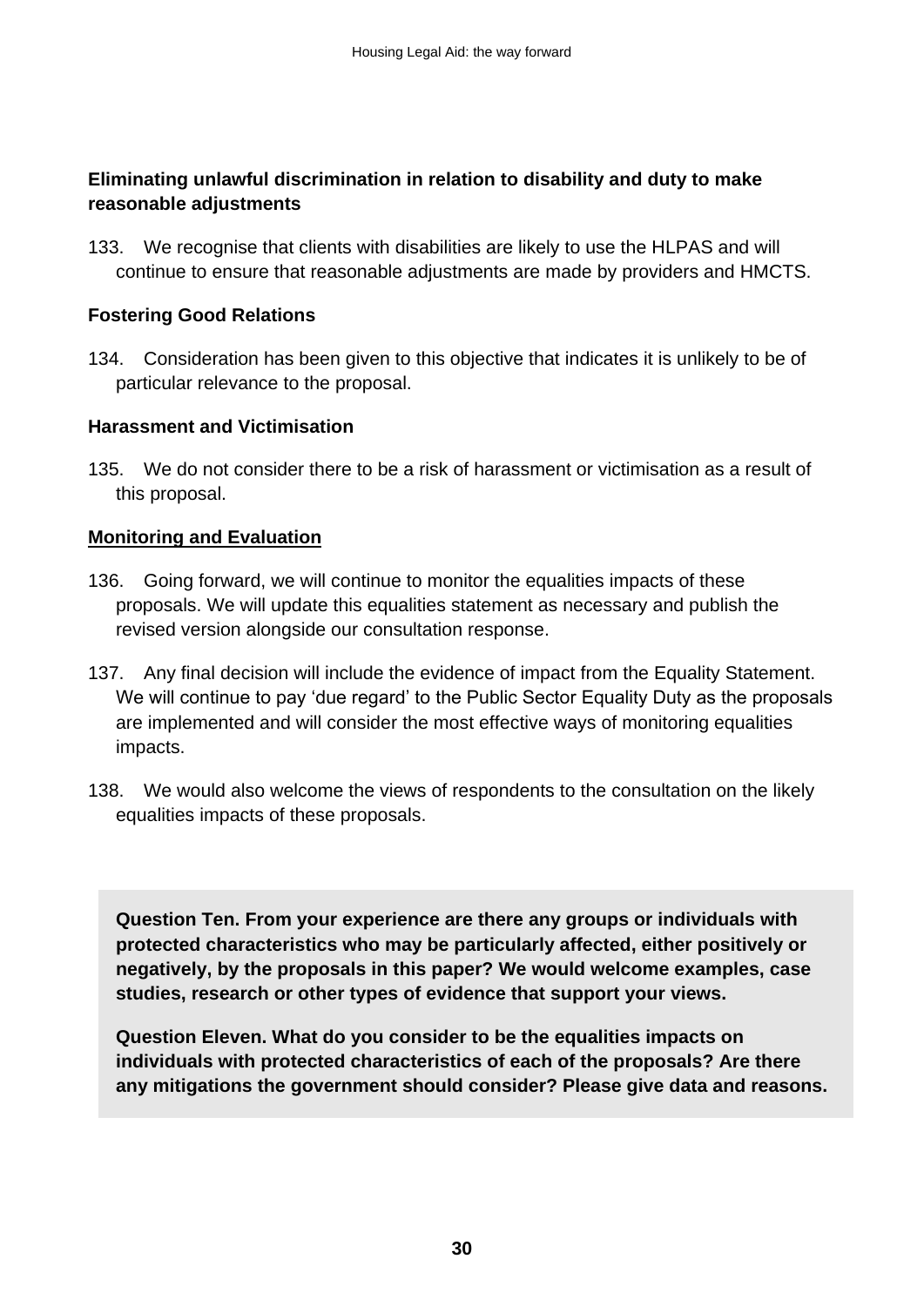### Eliminating unlawful discrimination in relation to disability and duty to make reasonable adjustments

133. We recognise that clients with disabilities are likely to use the HLPAS and will continue to ensure that reasonable adjustments are made by providers and HMCTS.

### Fostering Good Relations

134. Consideration has been given to this objective that indicates it is unlikely to be of particular relevance to the proposal.

### Harassment and Victimisation

135. We do not consider there to be a risk of harassment or victimisation as a result of this proposal.

## Monitoring and Evaluation

136. Going forward, we will continue to monitor the equalities impacts of these proposals. We will update this equalities statement as necessary and publish the revised version alongside our consultation response.

137. Any final decision will include the evidence of impact from the Equality Statement. We will continue to pay 'due regard' to the Public Sector Equality Duty as the proposals are implemented and will consider the most effective ways of monitoring equalities impacts.

138. We would also welcome the views of respondents to the consultation on the likely equalities impacts of these proposals.

**Question Ten. From your experience are there any groups or individuals with protected characteristics who may be particularly affected, either positively or negatively, by the proposals in this paper? We would welcome examples, case studies, research or other types of evidence that support your views.**

**Question Eleven. What do you consider to be the equalities impacts on individuals with protected characteristics of each of the proposals? Are there any mitigations the government should consider? Please give data and reasons.**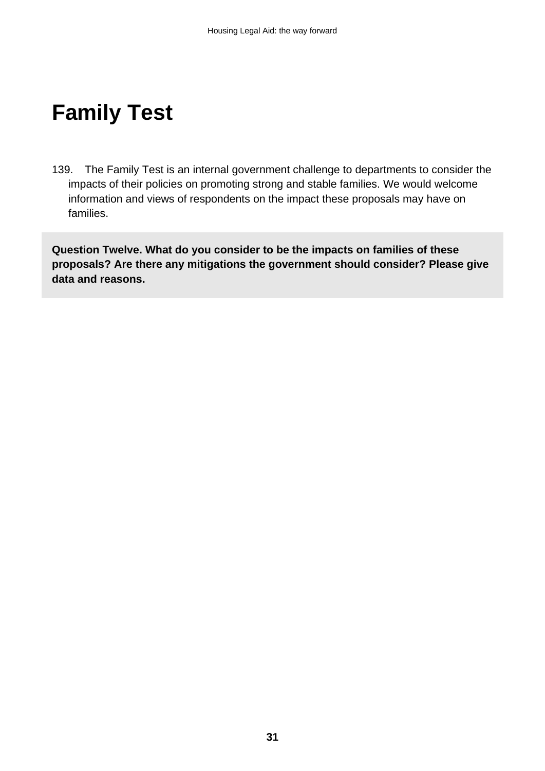# Family Test

139. The Family Test is an internal government challenge to departments to consider the impacts of their policies on promoting strong and stable families. We would welcome information and views of respondents on the impact these proposals may have on families.

**Question Twelve. What do you consider to be the impacts on families of these proposals? Are there any mitigations the government should consider? Please give data and reasons.**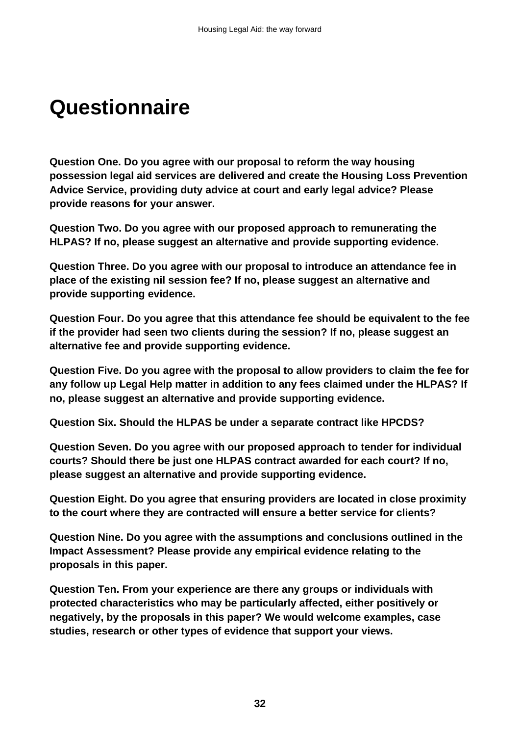# Questionnaire

**Question One. Do you agree with our proposal to reform the way housing possession legal aid services are delivered and create the Housing Loss Prevention Advice Service, providing duty advice at court and early legal advice? Please provide reasons for your answer.**

**Question Two. Do you agree with our proposed approach to remunerating the HLPAS? If no, please suggest an alternative and provide supporting evidence.**

**Question Three. Do you agree with our proposal to introduce an attendance fee in place of the existing nil session fee? If no, please suggest an alternative and provide supporting evidence.**

**Question Four. Do you agree that this attendance fee should be equivalent to the fee if the provider had seen two clients during the session? If no, please suggest an alternative fee and provide supporting evidence.**

**Question Five. Do you agree with the proposal to allow providers to claim the fee for any follow up Legal Help matter in addition to any fees claimed under the HLPAS? If no, please suggest an alternative and provide supporting evidence.**

**Question Six. Should the HLPAS be under a separate contract like HPCDS?**

**Question Seven. Do you agree with our proposed approach to tender for individual courts? Should there be just one HLPAS contract awarded for each court? If no, please suggest an alternative and provide supporting evidence.**

**Question Eight. Do you agree that ensuring providers are located in close proximity to the court where they are contracted will ensure a better service for clients?**

**Question Nine. Do you agree with the assumptions and conclusions outlined in the Impact Assessment? Please provide any empirical evidence relating to the proposals in this paper.**

**Question Ten. From your experience are there any groups or individuals with protected characteristics who may be particularly affected, either positively or negatively, by the proposals in this paper? We would welcome examples, case studies, research or other types of evidence that support your views.**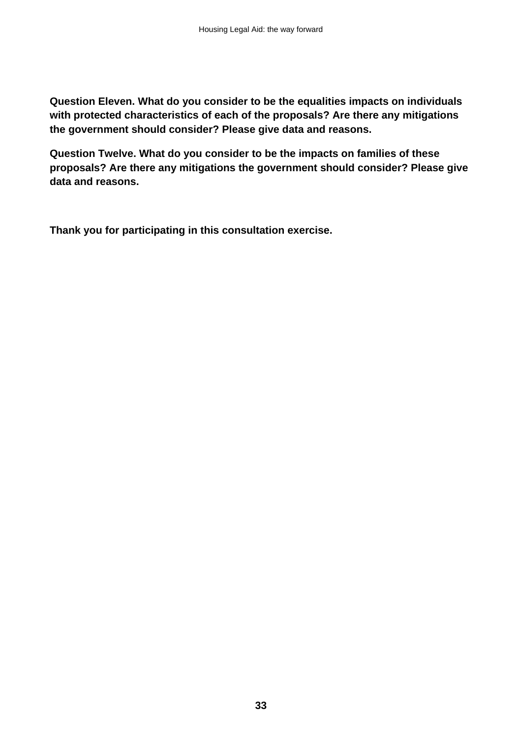**Question Eleven. What do you consider to be the equalities impacts on individuals with protected characteristics of each of the proposals? Are there any mitigations the government should consider? Please give data and reasons.**

**Question Twelve. What do you consider to be the impacts on families of these proposals? Are there any mitigations the government should consider? Please give data and reasons.**

**Thank you for participating in this consultation exercise.**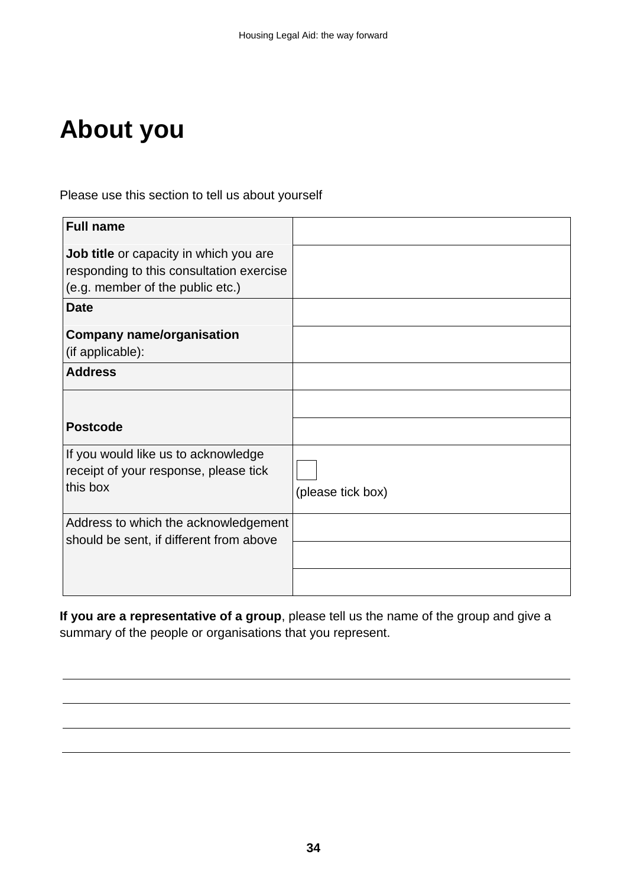# About you

Please use this section to tell us about yourself

| | |
|---|---|
| **Full name** | |
| **Job title** or capacity in which you are responding to this consultation exercise (e.g. member of the public etc.) | |
| **Date** | |
| **Company name/organisation** (if applicable): | |
| **Address** | |
| | |
| **Postcode** | |
| If you would like us to acknowledge receipt of your response, please tick this box | ☐ (please tick box) |
| Address to which the acknowledgement should be sent, if different from above | |
| | |
| | |

**If you are a representative of a group**, please tell us the name of the group and give a summary of the people or organisations that you represent.

\_\_\_\_\_\_\_\_\_\_\_\_\_\_\_\_\_\_\_\_\_\_\_\_\_\_\_\_\_\_\_\_\_\_\_\_\_\_\_\_\_\_\_\_\_\_\_\_\_\_\_\_\_\_\_\_\_\_\_\_

\_\_\_\_\_\_\_\_\_\_\_\_\_\_\_\_\_\_\_\_\_\_\_\_\_\_\_\_\_\_\_\_\_\_\_\_\_\_\_\_\_\_\_\_\_\_\_\_\_\_\_\_\_\_\_\_\_\_\_\_

\_\_\_\_\_\_\_\_\_\_\_\_\_\_\_\_\_\_\_\_\_\_\_\_\_\_\_\_\_\_\_\_\_\_\_\_\_\_\_\_\_\_\_\_\_\_\_\_\_\_\_\_\_\_\_\_\_\_\_\_

\_\_\_\_\_\_\_\_\_\_\_\_\_\_\_\_\_\_\_\_\_\_\_\_\_\_\_\_\_\_\_\_\_\_\_\_\_\_\_\_\_\_\_\_\_\_\_\_\_\_\_\_\_\_\_\_\_\_\_\_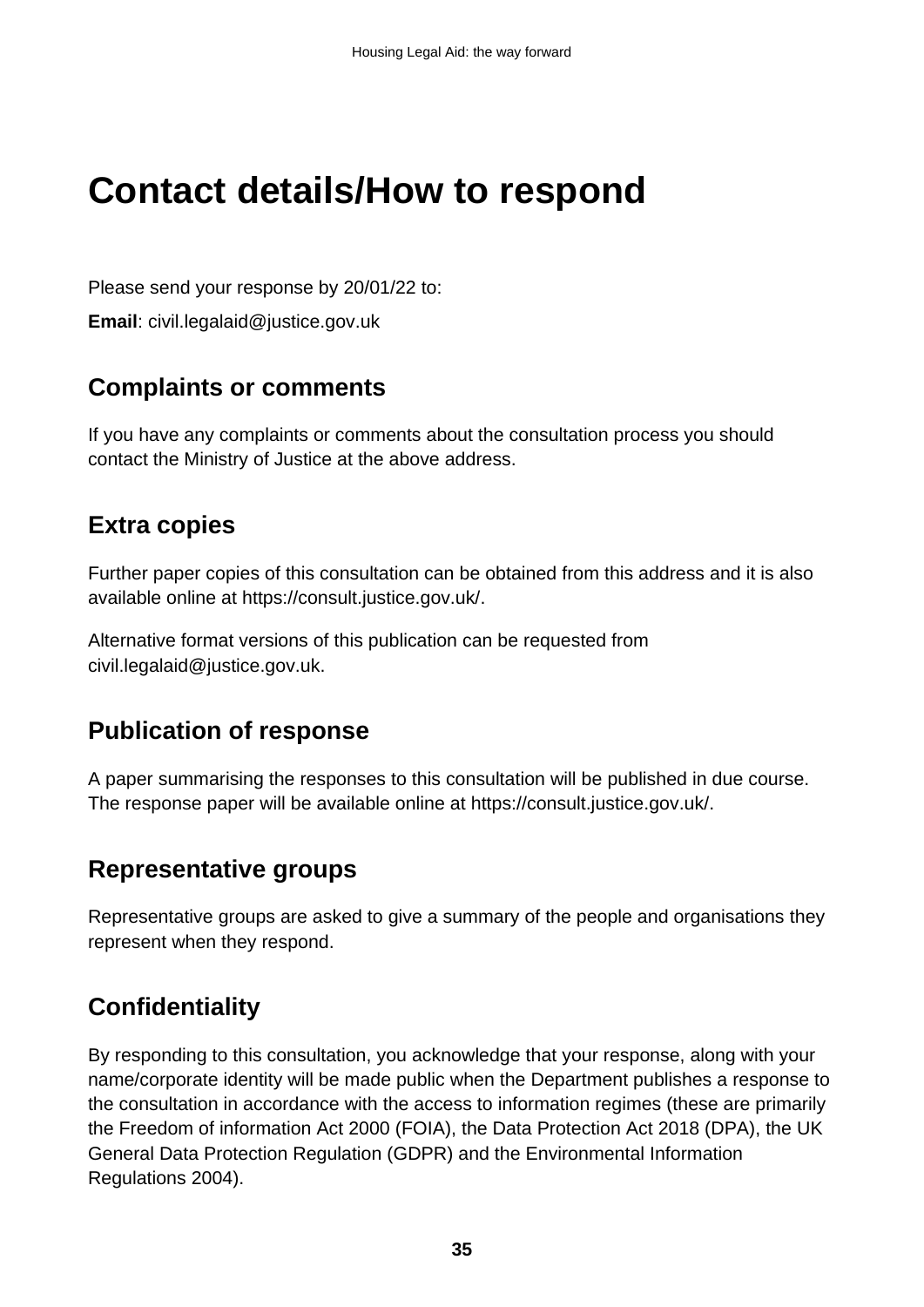# Contact details/How to respond

Please send your response by 20/01/22 to:

**Email**: civil.legalaid@justice.gov.uk

## Complaints or comments

If you have any complaints or comments about the consultation process you should contact the Ministry of Justice at the above address.

## Extra copies

Further paper copies of this consultation can be obtained from this address and it is also available online at https://consult.justice.gov.uk/.

Alternative format versions of this publication can be requested from civil.legalaid@justice.gov.uk.

## Publication of response

A paper summarising the responses to this consultation will be published in due course. The response paper will be available online at https://consult.justice.gov.uk/.

## Representative groups

Representative groups are asked to give a summary of the people and organisations they represent when they respond.

## Confidentiality

By responding to this consultation, you acknowledge that your response, along with your name/corporate identity will be made public when the Department publishes a response to the consultation in accordance with the access to information regimes (these are primarily the Freedom of information Act 2000 (FOIA), the Data Protection Act 2018 (DPA), the UK General Data Protection Regulation (GDPR) and the Environmental Information Regulations 2004).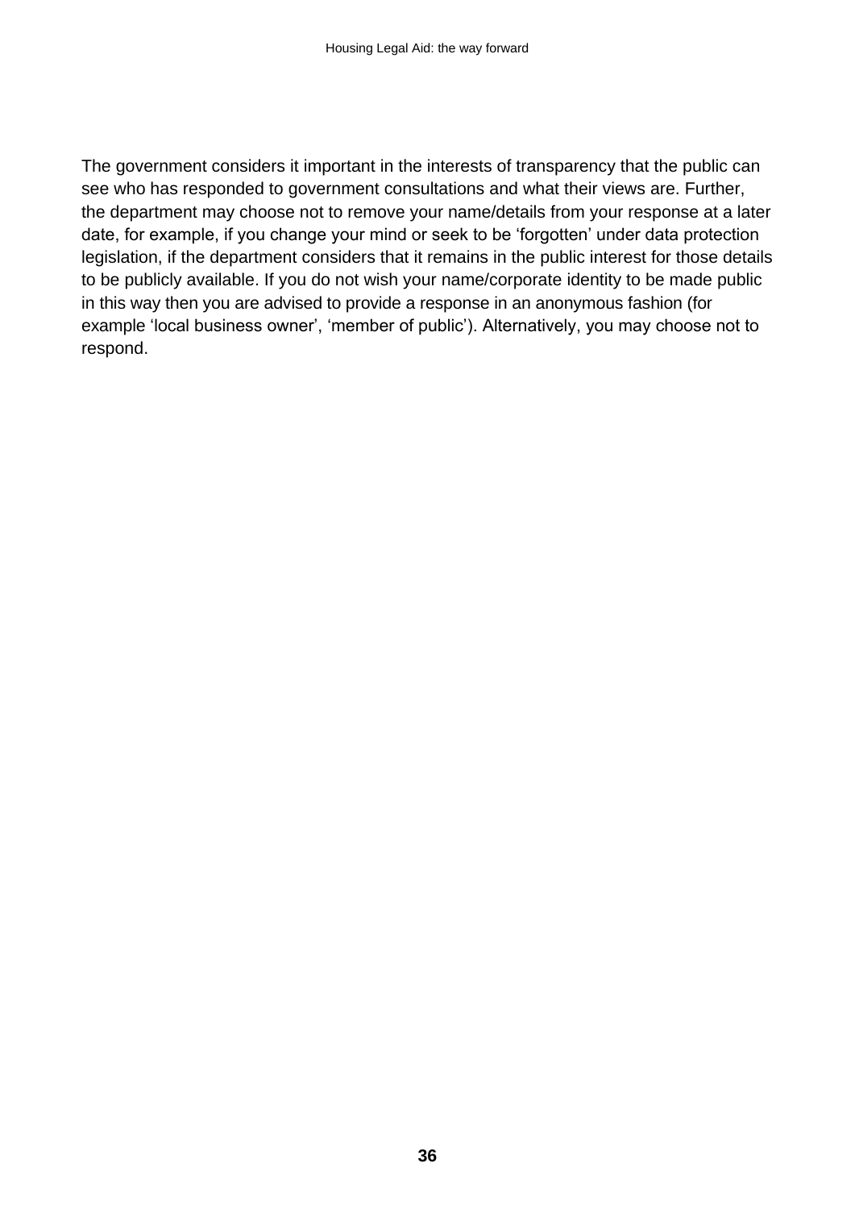The government considers it important in the interests of transparency that the public can see who has responded to government consultations and what their views are. Further, the department may choose not to remove your name/details from your response at a later date, for example, if you change your mind or seek to be 'forgotten' under data protection legislation, if the department considers that it remains in the public interest for those details to be publicly available. If you do not wish your name/corporate identity to be made public in this way then you are advised to provide a response in an anonymous fashion (for example 'local business owner', 'member of public'). Alternatively, you may choose not to respond.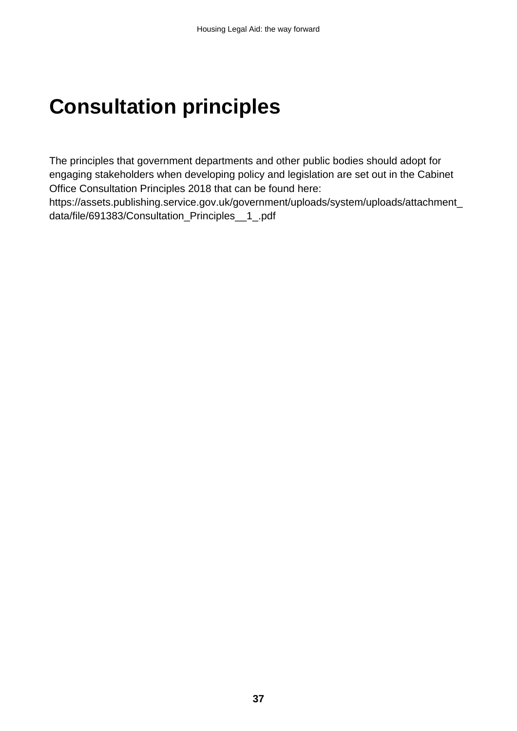# Consultation principles

The principles that government departments and other public bodies should adopt for engaging stakeholders when developing policy and legislation are set out in the Cabinet Office Consultation Principles 2018 that can be found here: https://assets.publishing.service.gov.uk/government/uploads/system/uploads/attachment_data/file/691383/Consultation_Principles__1_.pdf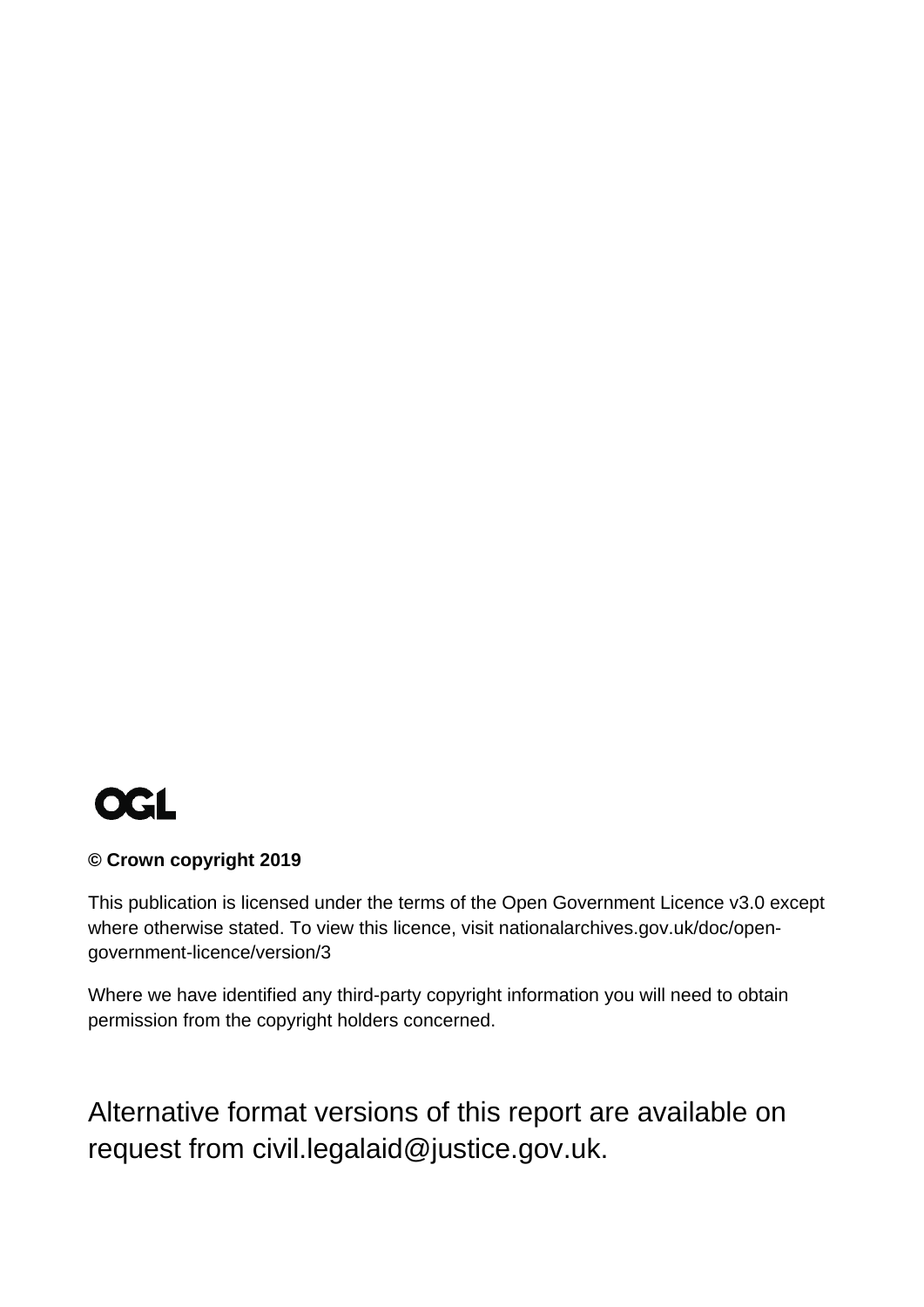OGL

**© Crown copyright 2019**

This publication is licensed under the terms of the Open Government Licence v3.0 except where otherwise stated. To view this licence, visit nationalarchives.gov.uk/doc/open-government-licence/version/3

Where we have identified any third-party copyright information you will need to obtain permission from the copyright holders concerned.

Alternative format versions of this report are available on request from civil.legalaid@justice.gov.uk.